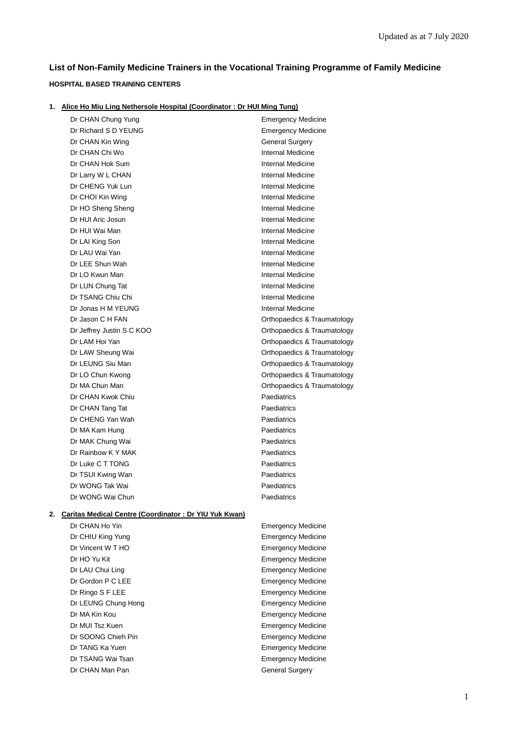Updated as at 7 July 2020

## List of Non-Family Medicine Trainers in the Vocational Training Programme of Family Medicine

### HOSPITAL BASED TRAINING CENTERS

**1. Alice Ho Miu Ling Nethersole Hospital (Coordinator : Dr HUI Ming Tung)**

| | |
|---|---|
| Dr CHAN Chung Yung | Emergency Medicine |
| Dr Richard S D YEUNG | Emergency Medicine |
| Dr CHAN Kin Wing | General Surgery |
| Dr CHAN Chi Wo | Internal Medicine |
| Dr CHAN Hok Sum | Internal Medicine |
| Dr Larry W L CHAN | Internal Medicine |
| Dr CHENG Yuk Lun | Internal Medicine |
| Dr CHOI Kin Wing | Internal Medicine |
| Dr HO Sheng Sheng | Internal Medicine |
| Dr HUI Aric Josun | Internal Medicine |
| Dr HUI Wai Man | Internal Medicine |
| Dr LAI King Son | Internal Medicine |
| Dr LAU Wai Yan | Internal Medicine |
| Dr LEE Shun Wah | Internal Medicine |
| Dr LO Kwun Man | Internal Medicine |
| Dr LUN Chung Tat | Internal Medicine |
| Dr TSANG Chiu Chi | Internal Medicine |
| Dr Jonas H M YEUNG | Internal Medicine |
| Dr Jason C H FAN | Orthopaedics & Traumatology |
| Dr Jeffrey Justin S C KOO | Orthopaedics & Traumatology |
| Dr LAM Hoi Yan | Orthopaedics & Traumatology |
| Dr LAW Sheung Wai | Orthopaedics & Traumatology |
| Dr LEUNG Siu Man | Orthopaedics & Traumatology |
| Dr LO Chun Kwong | Orthopaedics & Traumatology |
| Dr MA Chun Man | Orthopaedics & Traumatology |
| Dr CHAN Kwok Chiu | Paediatrics |
| Dr CHAN Tang Tat | Paediatrics |
| Dr CHENG Yan Wah | Paediatrics |
| Dr MA Kam Hung | Paediatrics |
| Dr MAK Chung Wai | Paediatrics |
| Dr Rainbow K Y MAK | Paediatrics |
| Dr Luke C T TONG | Paediatrics |
| Dr TSUI Kwing Wan | Paediatrics |
| Dr WONG Tak Wai | Paediatrics |
| Dr WONG Wai Chun | Paediatrics |

**2. Caritas Medical Centre (Coordinator : Dr YIU Yuk Kwan)**

| | |
|---|---|
| Dr CHAN Ho Yin | Emergency Medicine |
| Dr CHIU King Yung | Emergency Medicine |
| Dr Vincent W T HO | Emergency Medicine |
| Dr HO Yu Kit | Emergency Medicine |
| Dr LAU Chui Ling | Emergency Medicine |
| Dr Gordon P C LEE | Emergency Medicine |
| Dr Ringo S F LEE | Emergency Medicine |
| Dr LEUNG Chung Hong | Emergency Medicine |
| Dr MA Kin Kou | Emergency Medicine |
| Dr MUI Tsz Kuen | Emergency Medicine |
| Dr SOONG Chieh Pin | Emergency Medicine |
| Dr TANG Ka Yuen | Emergency Medicine |
| Dr TSANG Wai Tsan | Emergency Medicine |
| Dr CHAN Man Pan | General Surgery |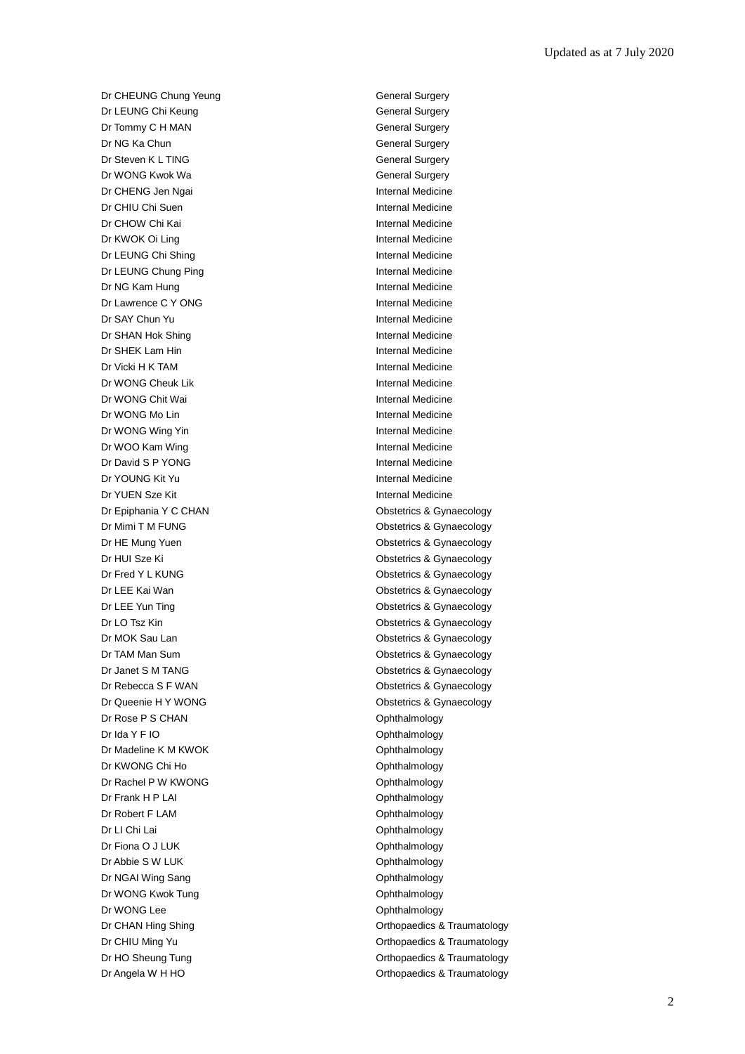Updated as at 7 July 2020

| | |
|---|---|
| Dr CHEUNG Chung Yeung | General Surgery |
| Dr LEUNG Chi Keung | General Surgery |
| Dr Tommy C H MAN | General Surgery |
| Dr NG Ka Chun | General Surgery |
| Dr Steven K L TING | General Surgery |
| Dr WONG Kwok Wa | General Surgery |
| Dr CHENG Jen Ngai | Internal Medicine |
| Dr CHIU Chi Suen | Internal Medicine |
| Dr CHOW Chi Kai | Internal Medicine |
| Dr KWOK Oi Ling | Internal Medicine |
| Dr LEUNG Chi Shing | Internal Medicine |
| Dr LEUNG Chung Ping | Internal Medicine |
| Dr NG Kam Hung | Internal Medicine |
| Dr Lawrence C Y ONG | Internal Medicine |
| Dr SAY Chun Yu | Internal Medicine |
| Dr SHAN Hok Shing | Internal Medicine |
| Dr SHEK Lam Hin | Internal Medicine |
| Dr Vicki H K TAM | Internal Medicine |
| Dr WONG Cheuk Lik | Internal Medicine |
| Dr WONG Chit Wai | Internal Medicine |
| Dr WONG Mo Lin | Internal Medicine |
| Dr WONG Wing Yin | Internal Medicine |
| Dr WOO Kam Wing | Internal Medicine |
| Dr David S P YONG | Internal Medicine |
| Dr YOUNG Kit Yu | Internal Medicine |
| Dr YUEN Sze Kit | Internal Medicine |
| Dr Epiphania Y C CHAN | Obstetrics & Gynaecology |
| Dr Mimi T M FUNG | Obstetrics & Gynaecology |
| Dr HE Mung Yuen | Obstetrics & Gynaecology |
| Dr HUI Sze Ki | Obstetrics & Gynaecology |
| Dr Fred Y L KUNG | Obstetrics & Gynaecology |
| Dr LEE Kai Wan | Obstetrics & Gynaecology |
| Dr LEE Yun Ting | Obstetrics & Gynaecology |
| Dr LO Tsz Kin | Obstetrics & Gynaecology |
| Dr MOK Sau Lan | Obstetrics & Gynaecology |
| Dr TAM Man Sum | Obstetrics & Gynaecology |
| Dr Janet S M TANG | Obstetrics & Gynaecology |
| Dr Rebecca S F WAN | Obstetrics & Gynaecology |
| Dr Queenie H Y WONG | Obstetrics & Gynaecology |
| Dr Rose P S CHAN | Ophthalmology |
| Dr Ida Y F IO | Ophthalmology |
| Dr Madeline K M KWOK | Ophthalmology |
| Dr KWONG Chi Ho | Ophthalmology |
| Dr Rachel P W KWONG | Ophthalmology |
| Dr Frank H P LAI | Ophthalmology |
| Dr Robert F LAM | Ophthalmology |
| Dr LI Chi Lai | Ophthalmology |
| Dr Fiona O J LUK | Ophthalmology |
| Dr Abbie S W LUK | Ophthalmology |
| Dr NGAI Wing Sang | Ophthalmology |
| Dr WONG Kwok Tung | Ophthalmology |
| Dr WONG Lee | Ophthalmology |
| Dr CHAN Hing Shing | Orthopaedics & Traumatology |
| Dr CHIU Ming Yu | Orthopaedics & Traumatology |
| Dr HO Sheung Tung | Orthopaedics & Traumatology |
| Dr Angela W H HO | Orthopaedics & Traumatology |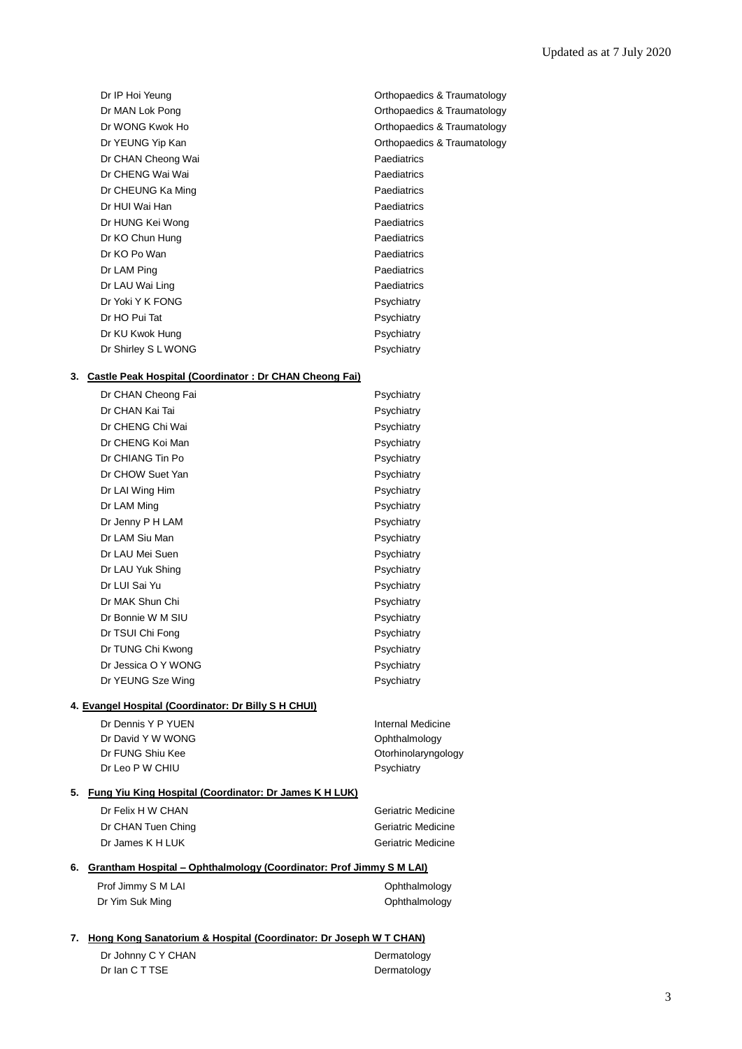| | |
|---|---|
| Dr IP Hoi Yeung | Orthopaedics & Traumatology |
| Dr MAN Lok Pong | Orthopaedics & Traumatology |
| Dr WONG Kwok Ho | Orthopaedics & Traumatology |
| Dr YEUNG Yip Kan | Orthopaedics & Traumatology |
| Dr CHAN Cheong Wai | Paediatrics |
| Dr CHENG Wai Wai | Paediatrics |
| Dr CHEUNG Ka Ming | Paediatrics |
| Dr HUI Wai Han | Paediatrics |
| Dr HUNG Kei Wong | Paediatrics |
| Dr KO Chun Hung | Paediatrics |
| Dr KO Po Wan | Paediatrics |
| Dr LAM Ping | Paediatrics |
| Dr LAU Wai Ling | Paediatrics |
| Dr Yoki Y K FONG | Psychiatry |
| Dr HO Pui Tat | Psychiatry |
| Dr KU Kwok Hung | Psychiatry |
| Dr Shirley S L WONG | Psychiatry |

3. **Castle Peak Hospital (Coordinator : Dr CHAN Cheong Fai)**

| | |
|---|---|
| Dr CHAN Cheong Fai | Psychiatry |
| Dr CHAN Kai Tai | Psychiatry |
| Dr CHENG Chi Wai | Psychiatry |
| Dr CHENG Koi Man | Psychiatry |
| Dr CHIANG Tin Po | Psychiatry |
| Dr CHOW Suet Yan | Psychiatry |
| Dr LAI Wing Him | Psychiatry |
| Dr LAM Ming | Psychiatry |
| Dr Jenny P H LAM | Psychiatry |
| Dr LAM Siu Man | Psychiatry |
| Dr LAU Mei Suen | Psychiatry |
| Dr LAU Yuk Shing | Psychiatry |
| Dr LUI Sai Yu | Psychiatry |
| Dr MAK Shun Chi | Psychiatry |
| Dr Bonnie W M SIU | Psychiatry |
| Dr TSUI Chi Fong | Psychiatry |
| Dr TUNG Chi Kwong | Psychiatry |
| Dr Jessica O Y WONG | Psychiatry |
| Dr YEUNG Sze Wing | Psychiatry |

4. **Evangel Hospital (Coordinator: Dr Billy S H CHUI)**

| | |
|---|---|
| Dr Dennis Y P YUEN | Internal Medicine |
| Dr David Y W WONG | Ophthalmology |
| Dr FUNG Shiu Kee | Otorhinolaryngology |
| Dr Leo P W CHIU | Psychiatry |

5. **Fung Yiu King Hospital (Coordinator: Dr James K H LUK)**

| | |
|---|---|
| Dr Felix H W CHAN | Geriatric Medicine |
| Dr CHAN Tuen Ching | Geriatric Medicine |
| Dr James K H LUK | Geriatric Medicine |

6. **Grantham Hospital – Ophthalmology (Coordinator: Prof Jimmy S M LAI)**

| | |
|---|---|
| Prof Jimmy S M LAI | Ophthalmology |
| Dr Yim Suk Ming | Ophthalmology |

7. **Hong Kong Sanatorium & Hospital (Coordinator: Dr Joseph W T CHAN)**

| | |
|---|---|
| Dr Johnny C Y CHAN | Dermatology |
| Dr Ian C T TSE | Dermatology |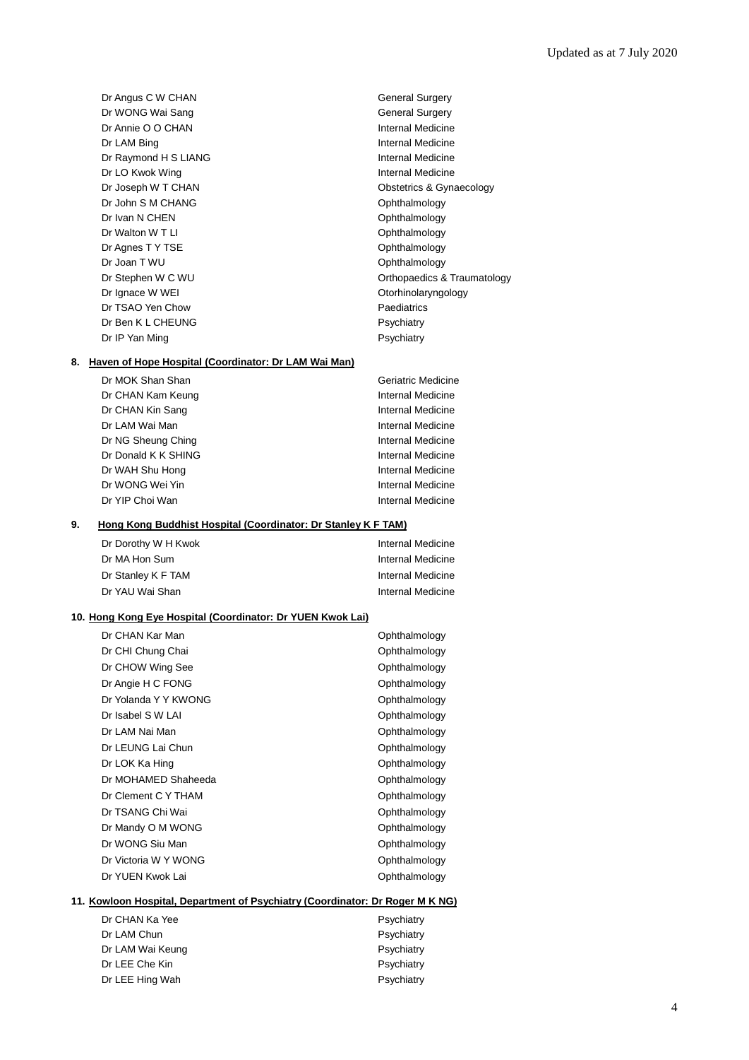| | |
|---|---|
| Dr Angus C W CHAN | General Surgery |
| Dr WONG Wai Sang | General Surgery |
| Dr Annie O O CHAN | Internal Medicine |
| Dr LAM Bing | Internal Medicine |
| Dr Raymond H S LIANG | Internal Medicine |
| Dr LO Kwok Wing | Internal Medicine |
| Dr Joseph W T CHAN | Obstetrics & Gynaecology |
| Dr John S M CHANG | Ophthalmology |
| Dr Ivan N CHEN | Ophthalmology |
| Dr Walton W T LI | Ophthalmology |
| Dr Agnes T Y TSE | Ophthalmology |
| Dr Joan T WU | Ophthalmology |
| Dr Stephen W C WU | Orthopaedics & Traumatology |
| Dr Ignace W WEI | Otorhinolaryngology |
| Dr TSAO Yen Chow | Paediatrics |
| Dr Ben K L CHEUNG | Psychiatry |
| Dr IP Yan Ming | Psychiatry |

**8. Haven of Hope Hospital (Coordinator: Dr LAM Wai Man)**

| | |
|---|---|
| Dr MOK Shan Shan | Geriatric Medicine |
| Dr CHAN Kam Keung | Internal Medicine |
| Dr CHAN Kin Sang | Internal Medicine |
| Dr LAM Wai Man | Internal Medicine |
| Dr NG Sheung Ching | Internal Medicine |
| Dr Donald K K SHING | Internal Medicine |
| Dr WAH Shu Hong | Internal Medicine |
| Dr WONG Wei Yin | Internal Medicine |
| Dr YIP Choi Wan | Internal Medicine |

**9. Hong Kong Buddhist Hospital (Coordinator: Dr Stanley K F TAM)**

| | |
|---|---|
| Dr Dorothy W H Kwok | Internal Medicine |
| Dr MA Hon Sum | Internal Medicine |
| Dr Stanley K F TAM | Internal Medicine |
| Dr YAU Wai Shan | Internal Medicine |

**10. Hong Kong Eye Hospital (Coordinator: Dr YUEN Kwok Lai)**

| | |
|---|---|
| Dr CHAN Kar Man | Ophthalmology |
| Dr CHI Chung Chai | Ophthalmology |
| Dr CHOW Wing See | Ophthalmology |
| Dr Angie H C FONG | Ophthalmology |
| Dr Yolanda Y Y KWONG | Ophthalmology |
| Dr Isabel S W LAI | Ophthalmology |
| Dr LAM Nai Man | Ophthalmology |
| Dr LEUNG Lai Chun | Ophthalmology |
| Dr LOK Ka Hing | Ophthalmology |
| Dr MOHAMED Shaheeda | Ophthalmology |
| Dr Clement C Y THAM | Ophthalmology |
| Dr TSANG Chi Wai | Ophthalmology |
| Dr Mandy O M WONG | Ophthalmology |
| Dr WONG Siu Man | Ophthalmology |
| Dr Victoria W Y WONG | Ophthalmology |
| Dr YUEN Kwok Lai | Ophthalmology |

**11. Kowloon Hospital, Department of Psychiatry (Coordinator: Dr Roger M K NG)**

| | |
|---|---|
| Dr CHAN Ka Yee | Psychiatry |
| Dr LAM Chun | Psychiatry |
| Dr LAM Wai Keung | Psychiatry |
| Dr LEE Che Kin | Psychiatry |
| Dr LEE Hing Wah | Psychiatry |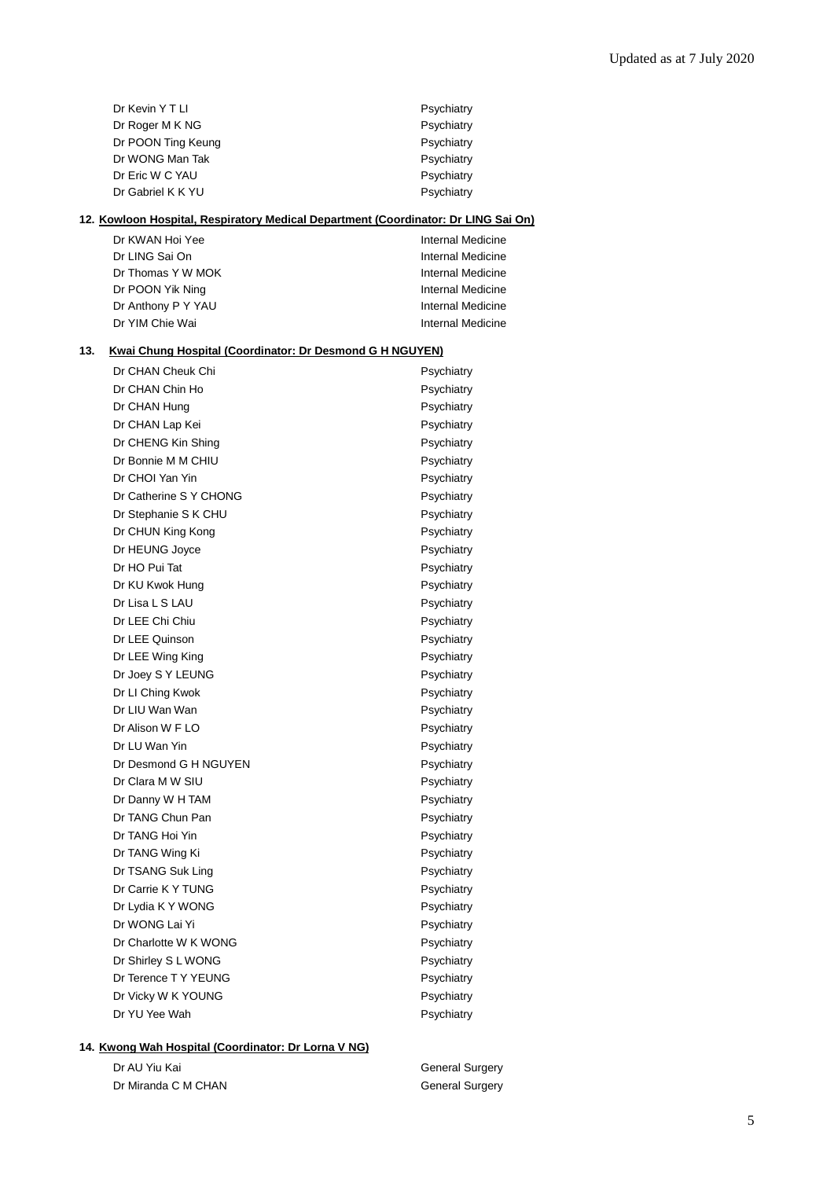| | |
|---|---|
| Dr Kevin Y T LI | Psychiatry |
| Dr Roger M K NG | Psychiatry |
| Dr POON Ting Keung | Psychiatry |
| Dr WONG Man Tak | Psychiatry |
| Dr Eric W C YAU | Psychiatry |
| Dr Gabriel K K YU | Psychiatry |

**12. <u>Kowloon Hospital, Respiratory Medical Department (Coordinator: Dr LING Sai On)</u>**

| | |
|---|---|
| Dr KWAN Hoi Yee | Internal Medicine |
| Dr LING Sai On | Internal Medicine |
| Dr Thomas Y W MOK | Internal Medicine |
| Dr POON Yik Ning | Internal Medicine |
| Dr Anthony P Y YAU | Internal Medicine |
| Dr YIM Chie Wai | Internal Medicine |

**13. <u>Kwai Chung Hospital (Coordinator: Dr Desmond G H NGUYEN)</u>**

| | |
|---|---|
| Dr CHAN Cheuk Chi | Psychiatry |
| Dr CHAN Chin Ho | Psychiatry |
| Dr CHAN Hung | Psychiatry |
| Dr CHAN Lap Kei | Psychiatry |
| Dr CHENG Kin Shing | Psychiatry |
| Dr Bonnie M M CHIU | Psychiatry |
| Dr CHOI Yan Yin | Psychiatry |
| Dr Catherine S Y CHONG | Psychiatry |
| Dr Stephanie S K CHU | Psychiatry |
| Dr CHUN King Kong | Psychiatry |
| Dr HEUNG Joyce | Psychiatry |
| Dr HO Pui Tat | Psychiatry |
| Dr KU Kwok Hung | Psychiatry |
| Dr Lisa L S LAU | Psychiatry |
| Dr LEE Chi Chiu | Psychiatry |
| Dr LEE Quinson | Psychiatry |
| Dr LEE Wing King | Psychiatry |
| Dr Joey S Y LEUNG | Psychiatry |
| Dr LI Ching Kwok | Psychiatry |
| Dr LIU Wan Wan | Psychiatry |
| Dr Alison W F LO | Psychiatry |
| Dr LU Wan Yin | Psychiatry |
| Dr Desmond G H NGUYEN | Psychiatry |
| Dr Clara M W SIU | Psychiatry |
| Dr Danny W H TAM | Psychiatry |
| Dr TANG Chun Pan | Psychiatry |
| Dr TANG Hoi Yin | Psychiatry |
| Dr TANG Wing Ki | Psychiatry |
| Dr TSANG Suk Ling | Psychiatry |
| Dr Carrie K Y TUNG | Psychiatry |
| Dr Lydia K Y WONG | Psychiatry |
| Dr WONG Lai Yi | Psychiatry |
| Dr Charlotte W K WONG | Psychiatry |
| Dr Shirley S L WONG | Psychiatry |
| Dr Terence T Y YEUNG | Psychiatry |
| Dr Vicky W K YOUNG | Psychiatry |
| Dr YU Yee Wah | Psychiatry |

**14. <u>Kwong Wah Hospital (Coordinator: Dr Lorna V NG)</u>**

| | |
|---|---|
| Dr AU Yiu Kai | General Surgery |
| Dr Miranda C M CHAN | General Surgery |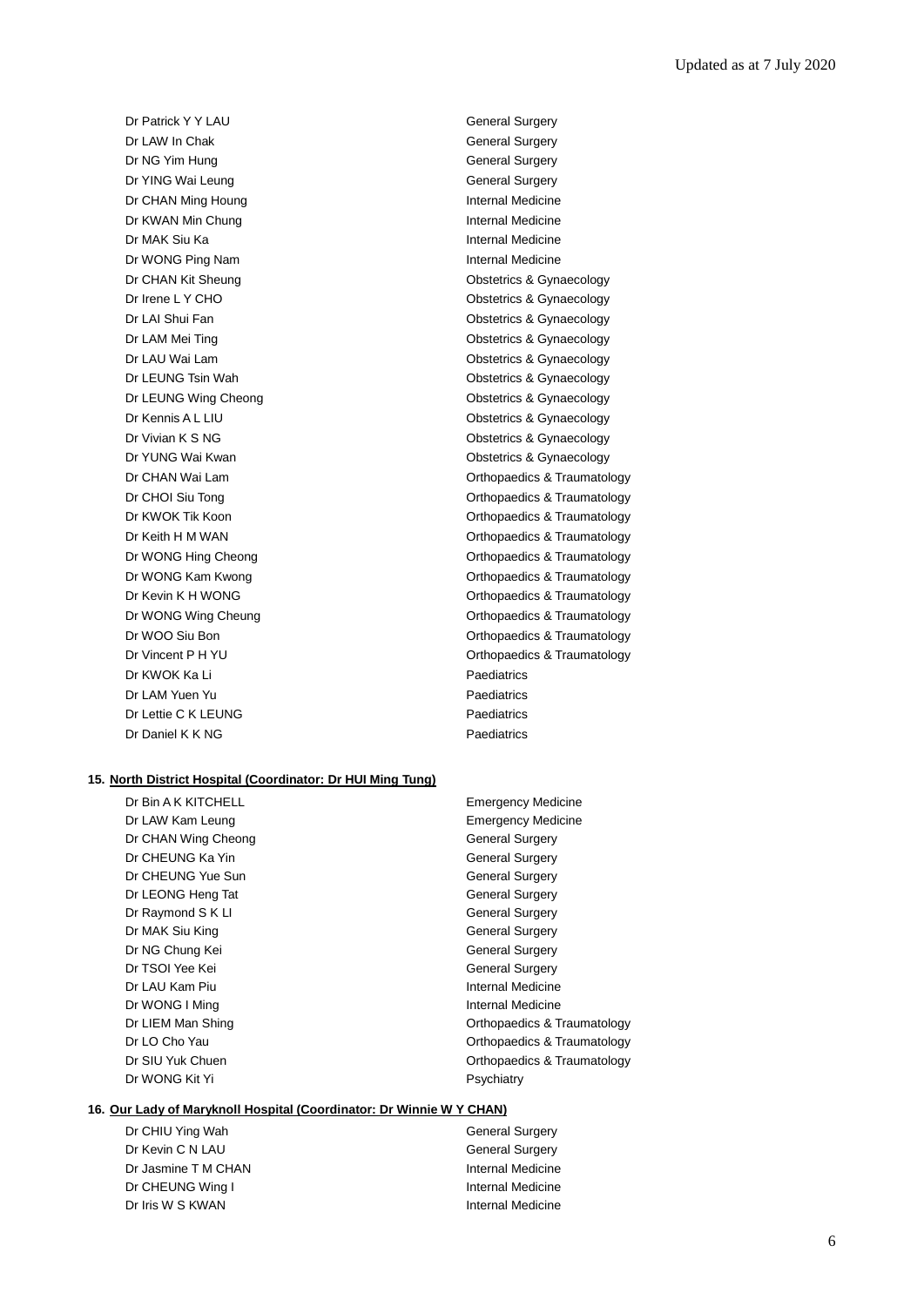| | |
|---|---|
| Dr Patrick Y Y LAU | General Surgery |
| Dr LAW In Chak | General Surgery |
| Dr NG Yim Hung | General Surgery |
| Dr YING Wai Leung | General Surgery |
| Dr CHAN Ming Houng | Internal Medicine |
| Dr KWAN Min Chung | Internal Medicine |
| Dr MAK Siu Ka | Internal Medicine |
| Dr WONG Ping Nam | Internal Medicine |
| Dr CHAN Kit Sheung | Obstetrics & Gynaecology |
| Dr Irene L Y CHO | Obstetrics & Gynaecology |
| Dr LAI Shui Fan | Obstetrics & Gynaecology |
| Dr LAM Mei Ting | Obstetrics & Gynaecology |
| Dr LAU Wai Lam | Obstetrics & Gynaecology |
| Dr LEUNG Tsin Wah | Obstetrics & Gynaecology |
| Dr LEUNG Wing Cheong | Obstetrics & Gynaecology |
| Dr Kennis A L LIU | Obstetrics & Gynaecology |
| Dr Vivian K S NG | Obstetrics & Gynaecology |
| Dr YUNG Wai Kwan | Obstetrics & Gynaecology |
| Dr CHAN Wai Lam | Orthopaedics & Traumatology |
| Dr CHOI Siu Tong | Orthopaedics & Traumatology |
| Dr KWOK Tik Koon | Orthopaedics & Traumatology |
| Dr Keith H M WAN | Orthopaedics & Traumatology |
| Dr WONG Hing Cheong | Orthopaedics & Traumatology |
| Dr WONG Kam Kwong | Orthopaedics & Traumatology |
| Dr Kevin K H WONG | Orthopaedics & Traumatology |
| Dr WONG Wing Cheung | Orthopaedics & Traumatology |
| Dr WOO Siu Bon | Orthopaedics & Traumatology |
| Dr Vincent P H YU | Orthopaedics & Traumatology |
| Dr KWOK Ka Li | Paediatrics |
| Dr LAM Yuen Yu | Paediatrics |
| Dr Lettie C K LEUNG | Paediatrics |
| Dr Daniel K K NG | Paediatrics |

**15. North District Hospital (Coordinator: Dr HUI Ming Tung)**

| | |
|---|---|
| Dr Bin A K KITCHELL | Emergency Medicine |
| Dr LAW Kam Leung | Emergency Medicine |
| Dr CHAN Wing Cheong | General Surgery |
| Dr CHEUNG Ka Yin | General Surgery |
| Dr CHEUNG Yue Sun | General Surgery |
| Dr LEONG Heng Tat | General Surgery |
| Dr Raymond S K LI | General Surgery |
| Dr MAK Siu King | General Surgery |
| Dr NG Chung Kei | General Surgery |
| Dr TSOI Yee Kei | General Surgery |
| Dr LAU Kam Piu | Internal Medicine |
| Dr WONG I Ming | Internal Medicine |
| Dr LIEM Man Shing | Orthopaedics & Traumatology |
| Dr LO Cho Yau | Orthopaedics & Traumatology |
| Dr SIU Yuk Chuen | Orthopaedics & Traumatology |
| Dr WONG Kit Yi | Psychiatry |

**16. Our Lady of Maryknoll Hospital (Coordinator: Dr Winnie W Y CHAN)**

| | |
|---|---|
| Dr CHIU Ying Wah | General Surgery |
| Dr Kevin C N LAU | General Surgery |
| Dr Jasmine T M CHAN | Internal Medicine |
| Dr CHEUNG Wing I | Internal Medicine |
| Dr Iris W S KWAN | Internal Medicine |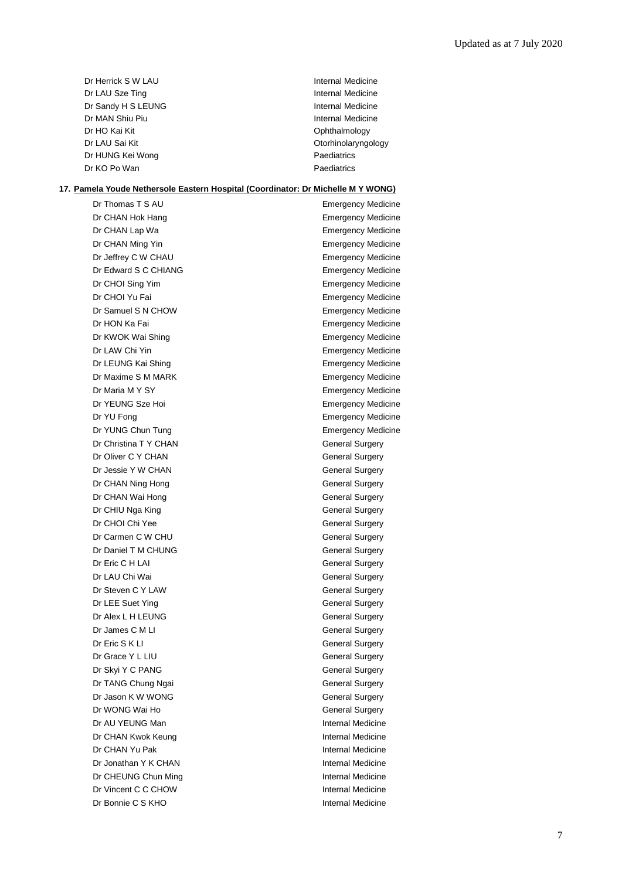| | |
|---|---|
| Dr Herrick S W LAU | Internal Medicine |
| Dr LAU Sze Ting | Internal Medicine |
| Dr Sandy H S LEUNG | Internal Medicine |
| Dr MAN Shiu Piu | Internal Medicine |
| Dr HO Kai Kit | Ophthalmology |
| Dr LAU Sai Kit | Otorhinolaryngology |
| Dr HUNG Kei Wong | Paediatrics |
| Dr KO Po Wan | Paediatrics |

**17. Pamela Youde Nethersole Eastern Hospital (Coordinator: Dr Michelle M Y WONG)**

| | |
|---|---|
| Dr Thomas T S AU | Emergency Medicine |
| Dr CHAN Hok Hang | Emergency Medicine |
| Dr CHAN Lap Wa | Emergency Medicine |
| Dr CHAN Ming Yin | Emergency Medicine |
| Dr Jeffrey C W CHAU | Emergency Medicine |
| Dr Edward S C CHIANG | Emergency Medicine |
| Dr CHOI Sing Yim | Emergency Medicine |
| Dr CHOI Yu Fai | Emergency Medicine |
| Dr Samuel S N CHOW | Emergency Medicine |
| Dr HON Ka Fai | Emergency Medicine |
| Dr KWOK Wai Shing | Emergency Medicine |
| Dr LAW Chi Yin | Emergency Medicine |
| Dr LEUNG Kai Shing | Emergency Medicine |
| Dr Maxime S M MARK | Emergency Medicine |
| Dr Maria M Y SY | Emergency Medicine |
| Dr YEUNG Sze Hoi | Emergency Medicine |
| Dr YU Fong | Emergency Medicine |
| Dr YUNG Chun Tung | Emergency Medicine |
| Dr Christina T Y CHAN | General Surgery |
| Dr Oliver C Y CHAN | General Surgery |
| Dr Jessie Y W CHAN | General Surgery |
| Dr CHAN Ning Hong | General Surgery |
| Dr CHAN Wai Hong | General Surgery |
| Dr CHIU Nga King | General Surgery |
| Dr CHOI Chi Yee | General Surgery |
| Dr Carmen C W CHU | General Surgery |
| Dr Daniel T M CHUNG | General Surgery |
| Dr Eric C H LAI | General Surgery |
| Dr LAU Chi Wai | General Surgery |
| Dr Steven C Y LAW | General Surgery |
| Dr LEE Suet Ying | General Surgery |
| Dr Alex L H LEUNG | General Surgery |
| Dr James C M LI | General Surgery |
| Dr Eric S K LI | General Surgery |
| Dr Grace Y L LIU | General Surgery |
| Dr Skyi Y C PANG | General Surgery |
| Dr TANG Chung Ngai | General Surgery |
| Dr Jason K W WONG | General Surgery |
| Dr WONG Wai Ho | General Surgery |
| Dr AU YEUNG Man | Internal Medicine |
| Dr CHAN Kwok Keung | Internal Medicine |
| Dr CHAN Yu Pak | Internal Medicine |
| Dr Jonathan Y K CHAN | Internal Medicine |
| Dr CHEUNG Chun Ming | Internal Medicine |
| Dr Vincent C C CHOW | Internal Medicine |
| Dr Bonnie C S KHO | Internal Medicine |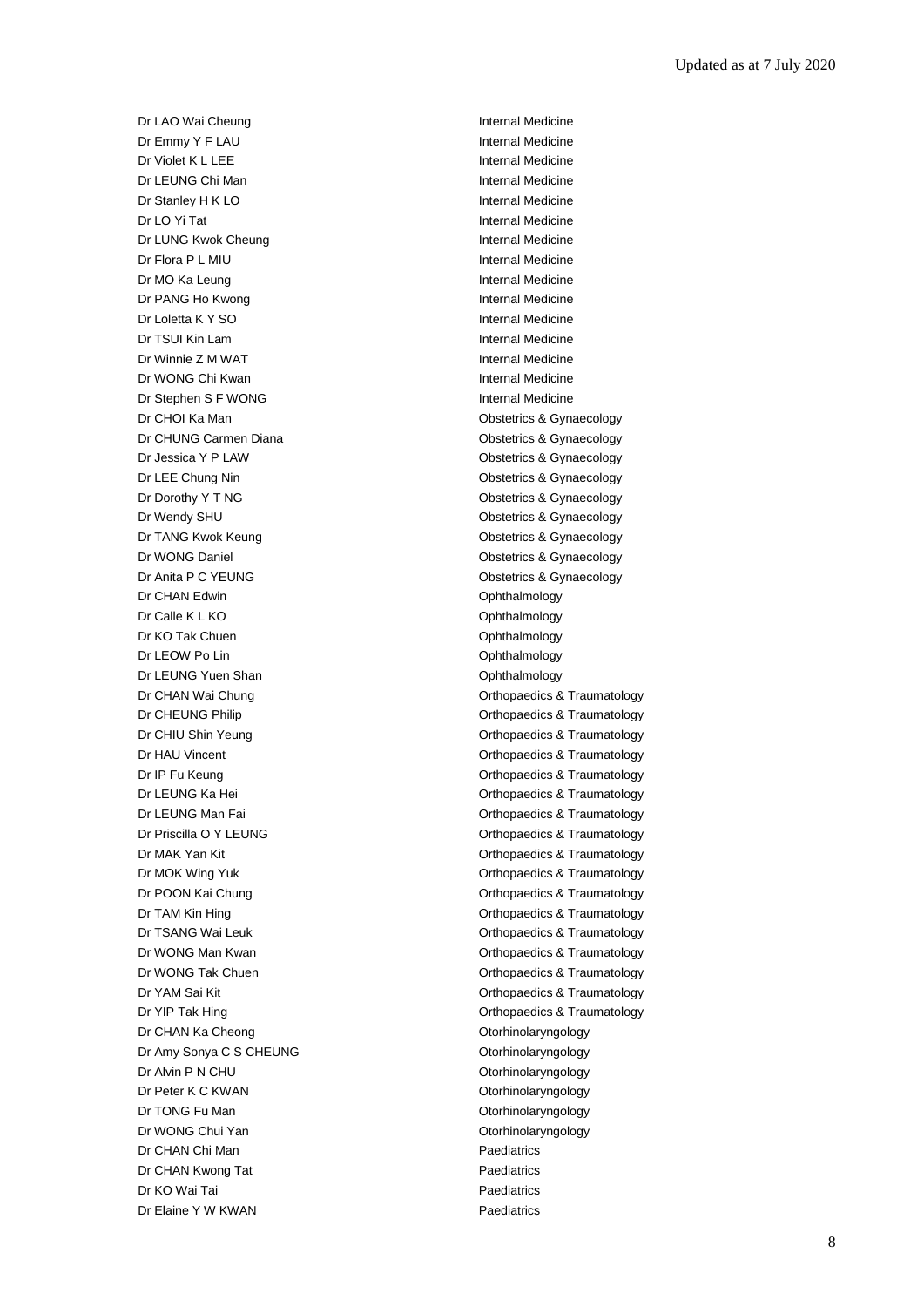Updated as at 7 July 2020

| | |
|---|---|
| Dr LAO Wai Cheung | Internal Medicine |
| Dr Emmy Y F LAU | Internal Medicine |
| Dr Violet K L LEE | Internal Medicine |
| Dr LEUNG Chi Man | Internal Medicine |
| Dr Stanley H K LO | Internal Medicine |
| Dr LO Yi Tat | Internal Medicine |
| Dr LUNG Kwok Cheung | Internal Medicine |
| Dr Flora P L MIU | Internal Medicine |
| Dr MO Ka Leung | Internal Medicine |
| Dr PANG Ho Kwong | Internal Medicine |
| Dr Loletta K Y SO | Internal Medicine |
| Dr TSUI Kin Lam | Internal Medicine |
| Dr Winnie Z M WAT | Internal Medicine |
| Dr WONG Chi Kwan | Internal Medicine |
| Dr Stephen S F WONG | Internal Medicine |
| Dr CHOI Ka Man | Obstetrics & Gynaecology |
| Dr CHUNG Carmen Diana | Obstetrics & Gynaecology |
| Dr Jessica Y P LAW | Obstetrics & Gynaecology |
| Dr LEE Chung Nin | Obstetrics & Gynaecology |
| Dr Dorothy Y T NG | Obstetrics & Gynaecology |
| Dr Wendy SHU | Obstetrics & Gynaecology |
| Dr TANG Kwok Keung | Obstetrics & Gynaecology |
| Dr WONG Daniel | Obstetrics & Gynaecology |
| Dr Anita P C YEUNG | Obstetrics & Gynaecology |
| Dr CHAN Edwin | Ophthalmology |
| Dr Calle K L KO | Ophthalmology |
| Dr KO Tak Chuen | Ophthalmology |
| Dr LEOW Po Lin | Ophthalmology |
| Dr LEUNG Yuen Shan | Ophthalmology |
| Dr CHAN Wai Chung | Orthopaedics & Traumatology |
| Dr CHEUNG Philip | Orthopaedics & Traumatology |
| Dr CHIU Shin Yeung | Orthopaedics & Traumatology |
| Dr HAU Vincent | Orthopaedics & Traumatology |
| Dr IP Fu Keung | Orthopaedics & Traumatology |
| Dr LEUNG Ka Hei | Orthopaedics & Traumatology |
| Dr LEUNG Man Fai | Orthopaedics & Traumatology |
| Dr Priscilla O Y LEUNG | Orthopaedics & Traumatology |
| Dr MAK Yan Kit | Orthopaedics & Traumatology |
| Dr MOK Wing Yuk | Orthopaedics & Traumatology |
| Dr POON Kai Chung | Orthopaedics & Traumatology |
| Dr TAM Kin Hing | Orthopaedics & Traumatology |
| Dr TSANG Wai Leuk | Orthopaedics & Traumatology |
| Dr WONG Man Kwan | Orthopaedics & Traumatology |
| Dr WONG Tak Chuen | Orthopaedics & Traumatology |
| Dr YAM Sai Kit | Orthopaedics & Traumatology |
| Dr YIP Tak Hing | Orthopaedics & Traumatology |
| Dr CHAN Ka Cheong | Otorhinolaryngology |
| Dr Amy Sonya C S CHEUNG | Otorhinolaryngology |
| Dr Alvin P N CHU | Otorhinolaryngology |
| Dr Peter K C KWAN | Otorhinolaryngology |
| Dr TONG Fu Man | Otorhinolaryngology |
| Dr WONG Chui Yan | Otorhinolaryngology |
| Dr CHAN Chi Man | Paediatrics |
| Dr CHAN Kwong Tat | Paediatrics |
| Dr KO Wai Tai | Paediatrics |
| Dr Elaine Y W KWAN | Paediatrics |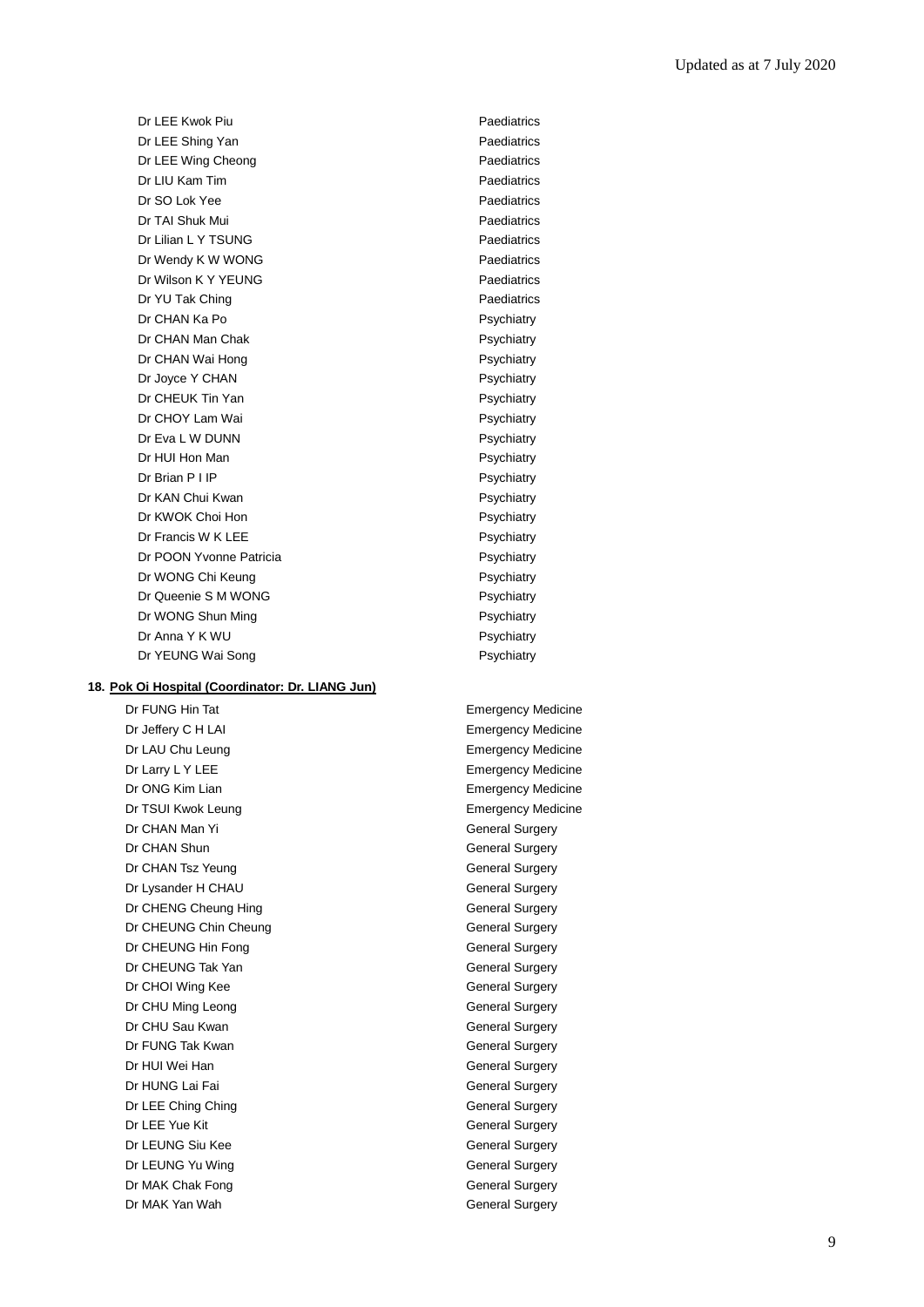| | |
|---|---|
| Dr LEE Kwok Piu | Paediatrics |
| Dr LEE Shing Yan | Paediatrics |
| Dr LEE Wing Cheong | Paediatrics |
| Dr LIU Kam Tim | Paediatrics |
| Dr SO Lok Yee | Paediatrics |
| Dr TAI Shuk Mui | Paediatrics |
| Dr Lilian L Y TSUNG | Paediatrics |
| Dr Wendy K W WONG | Paediatrics |
| Dr Wilson K Y YEUNG | Paediatrics |
| Dr YU Tak Ching | Paediatrics |
| Dr CHAN Ka Po | Psychiatry |
| Dr CHAN Man Chak | Psychiatry |
| Dr CHAN Wai Hong | Psychiatry |
| Dr Joyce Y CHAN | Psychiatry |
| Dr CHEUK Tin Yan | Psychiatry |
| Dr CHOY Lam Wai | Psychiatry |
| Dr Eva L W DUNN | Psychiatry |
| Dr HUI Hon Man | Psychiatry |
| Dr Brian P I IP | Psychiatry |
| Dr KAN Chui Kwan | Psychiatry |
| Dr KWOK Choi Hon | Psychiatry |
| Dr Francis W K LEE | Psychiatry |
| Dr POON Yvonne Patricia | Psychiatry |
| Dr WONG Chi Keung | Psychiatry |
| Dr Queenie S M WONG | Psychiatry |
| Dr WONG Shun Ming | Psychiatry |
| Dr Anna Y K WU | Psychiatry |
| Dr YEUNG Wai Song | Psychiatry |

**18. Pok Oi Hospital (Coordinator: Dr. LIANG Jun)**

| | |
|---|---|
| Dr FUNG Hin Tat | Emergency Medicine |
| Dr Jeffery C H LAI | Emergency Medicine |
| Dr LAU Chu Leung | Emergency Medicine |
| Dr Larry L Y LEE | Emergency Medicine |
| Dr ONG Kim Lian | Emergency Medicine |
| Dr TSUI Kwok Leung | Emergency Medicine |
| Dr CHAN Man Yi | General Surgery |
| Dr CHAN Shun | General Surgery |
| Dr CHAN Tsz Yeung | General Surgery |
| Dr Lysander H CHAU | General Surgery |
| Dr CHENG Cheung Hing | General Surgery |
| Dr CHEUNG Chin Cheung | General Surgery |
| Dr CHEUNG Hin Fong | General Surgery |
| Dr CHEUNG Tak Yan | General Surgery |
| Dr CHOI Wing Kee | General Surgery |
| Dr CHU Ming Leong | General Surgery |
| Dr CHU Sau Kwan | General Surgery |
| Dr FUNG Tak Kwan | General Surgery |
| Dr HUI Wei Han | General Surgery |
| Dr HUNG Lai Fai | General Surgery |
| Dr LEE Ching Ching | General Surgery |
| Dr LEE Yue Kit | General Surgery |
| Dr LEUNG Siu Kee | General Surgery |
| Dr LEUNG Yu Wing | General Surgery |
| Dr MAK Chak Fong | General Surgery |
| Dr MAK Yan Wah | General Surgery |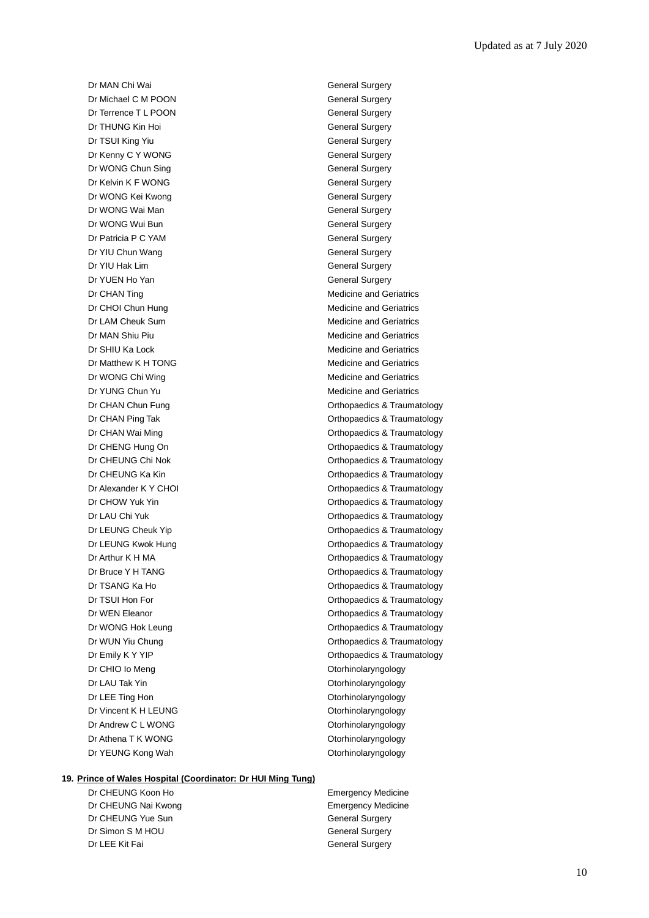| | |
|---|---|
| Dr MAN Chi Wai | General Surgery |
| Dr Michael C M POON | General Surgery |
| Dr Terrence T L POON | General Surgery |
| Dr THUNG Kin Hoi | General Surgery |
| Dr TSUI King Yiu | General Surgery |
| Dr Kenny C Y WONG | General Surgery |
| Dr WONG Chun Sing | General Surgery |
| Dr Kelvin K F WONG | General Surgery |
| Dr WONG Kei Kwong | General Surgery |
| Dr WONG Wai Man | General Surgery |
| Dr WONG Wui Bun | General Surgery |
| Dr Patricia P C YAM | General Surgery |
| Dr YIU Chun Wang | General Surgery |
| Dr YIU Hak Lim | General Surgery |
| Dr YUEN Ho Yan | General Surgery |
| Dr CHAN Ting | Medicine and Geriatrics |
| Dr CHOI Chun Hung | Medicine and Geriatrics |
| Dr LAM Cheuk Sum | Medicine and Geriatrics |
| Dr MAN Shiu Piu | Medicine and Geriatrics |
| Dr SHIU Ka Lock | Medicine and Geriatrics |
| Dr Matthew K H TONG | Medicine and Geriatrics |
| Dr WONG Chi Wing | Medicine and Geriatrics |
| Dr YUNG Chun Yu | Medicine and Geriatrics |
| Dr CHAN Chun Fung | Orthopaedics & Traumatology |
| Dr CHAN Ping Tak | Orthopaedics & Traumatology |
| Dr CHAN Wai Ming | Orthopaedics & Traumatology |
| Dr CHENG Hung On | Orthopaedics & Traumatology |
| Dr CHEUNG Chi Nok | Orthopaedics & Traumatology |
| Dr CHEUNG Ka Kin | Orthopaedics & Traumatology |
| Dr Alexander K Y CHOI | Orthopaedics & Traumatology |
| Dr CHOW Yuk Yin | Orthopaedics & Traumatology |
| Dr LAU Chi Yuk | Orthopaedics & Traumatology |
| Dr LEUNG Cheuk Yip | Orthopaedics & Traumatology |
| Dr LEUNG Kwok Hung | Orthopaedics & Traumatology |
| Dr Arthur K H MA | Orthopaedics & Traumatology |
| Dr Bruce Y H TANG | Orthopaedics & Traumatology |
| Dr TSANG Ka Ho | Orthopaedics & Traumatology |
| Dr TSUI Hon For | Orthopaedics & Traumatology |
| Dr WEN Eleanor | Orthopaedics & Traumatology |
| Dr WONG Hok Leung | Orthopaedics & Traumatology |
| Dr WUN Yiu Chung | Orthopaedics & Traumatology |
| Dr Emily K Y YIP | Orthopaedics & Traumatology |
| Dr CHIO Io Meng | Otorhinolaryngology |
| Dr LAU Tak Yin | Otorhinolaryngology |
| Dr LEE Ting Hon | Otorhinolaryngology |
| Dr Vincent K H LEUNG | Otorhinolaryngology |
| Dr Andrew C L WONG | Otorhinolaryngology |
| Dr Athena T K WONG | Otorhinolaryngology |
| Dr YEUNG Kong Wah | Otorhinolaryngology |

**19. Prince of Wales Hospital (Coordinator: Dr HUI Ming Tung)**

| | |
|---|---|
| Dr CHEUNG Koon Ho | Emergency Medicine |
| Dr CHEUNG Nai Kwong | Emergency Medicine |
| Dr CHEUNG Yue Sun | General Surgery |
| Dr Simon S M HOU | General Surgery |
| Dr LEE Kit Fai | General Surgery |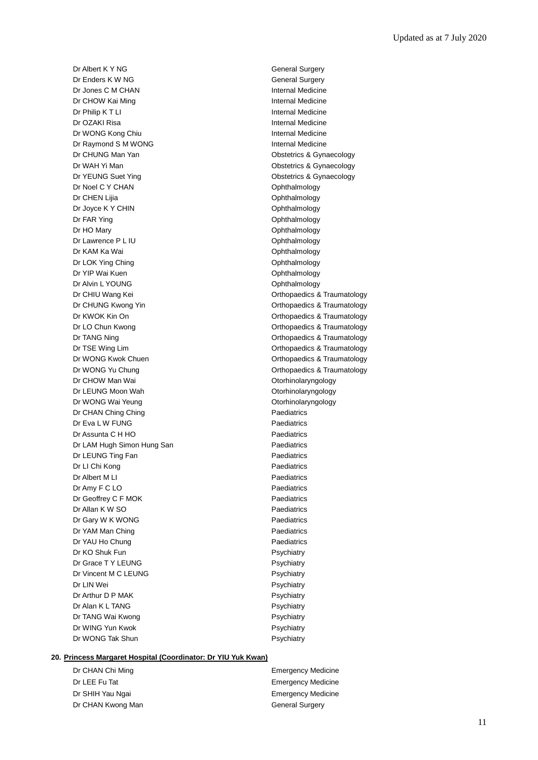Updated as at 7 July 2020

| | |
|---|---|
| Dr Albert K Y NG | General Surgery |
| Dr Enders K W NG | General Surgery |
| Dr Jones C M CHAN | Internal Medicine |
| Dr CHOW Kai Ming | Internal Medicine |
| Dr Philip K T LI | Internal Medicine |
| Dr OZAKI Risa | Internal Medicine |
| Dr WONG Kong Chiu | Internal Medicine |
| Dr Raymond S M WONG | Internal Medicine |
| Dr CHUNG Man Yan | Obstetrics & Gynaecology |
| Dr WAH Yi Man | Obstetrics & Gynaecology |
| Dr YEUNG Suet Ying | Obstetrics & Gynaecology |
| Dr Noel C Y CHAN | Ophthalmology |
| Dr CHEN Lijia | Ophthalmology |
| Dr Joyce K Y CHIN | Ophthalmology |
| Dr FAR Ying | Ophthalmology |
| Dr HO Mary | Ophthalmology |
| Dr Lawrence P L IU | Ophthalmology |
| Dr KAM Ka Wai | Ophthalmology |
| Dr LOK Ying Ching | Ophthalmology |
| Dr YIP Wai Kuen | Ophthalmology |
| Dr Alvin L YOUNG | Ophthalmology |
| Dr CHIU Wang Kei | Orthopaedics & Traumatology |
| Dr CHUNG Kwong Yin | Orthopaedics & Traumatology |
| Dr KWOK Kin On | Orthopaedics & Traumatology |
| Dr LO Chun Kwong | Orthopaedics & Traumatology |
| Dr TANG Ning | Orthopaedics & Traumatology |
| Dr TSE Wing Lim | Orthopaedics & Traumatology |
| Dr WONG Kwok Chuen | Orthopaedics & Traumatology |
| Dr WONG Yu Chung | Orthopaedics & Traumatology |
| Dr CHOW Man Wai | Otorhinolaryngology |
| Dr LEUNG Moon Wah | Otorhinolaryngology |
| Dr WONG Wai Yeung | Otorhinolaryngology |
| Dr CHAN Ching Ching | Paediatrics |
| Dr Eva L W FUNG | Paediatrics |
| Dr Assunta C H HO | Paediatrics |
| Dr LAM Hugh Simon Hung San | Paediatrics |
| Dr LEUNG Ting Fan | Paediatrics |
| Dr LI Chi Kong | Paediatrics |
| Dr Albert M LI | Paediatrics |
| Dr Amy F C LO | Paediatrics |
| Dr Geoffrey C F MOK | Paediatrics |
| Dr Allan K W SO | Paediatrics |
| Dr Gary W K WONG | Paediatrics |
| Dr YAM Man Ching | Paediatrics |
| Dr YAU Ho Chung | Paediatrics |
| Dr KO Shuk Fun | Psychiatry |
| Dr Grace T Y LEUNG | Psychiatry |
| Dr Vincent M C LEUNG | Psychiatry |
| Dr LIN Wei | Psychiatry |
| Dr Arthur D P MAK | Psychiatry |
| Dr Alan K L TANG | Psychiatry |
| Dr TANG Wai Kwong | Psychiatry |
| Dr WING Yun Kwok | Psychiatry |
| Dr WONG Tak Shun | Psychiatry |

**20. Princess Margaret Hospital (Coordinator: Dr YIU Yuk Kwan)**

| | |
|---|---|
| Dr CHAN Chi Ming | Emergency Medicine |
| Dr LEE Fu Tat | Emergency Medicine |
| Dr SHIH Yau Ngai | Emergency Medicine |
| Dr CHAN Kwong Man | General Surgery |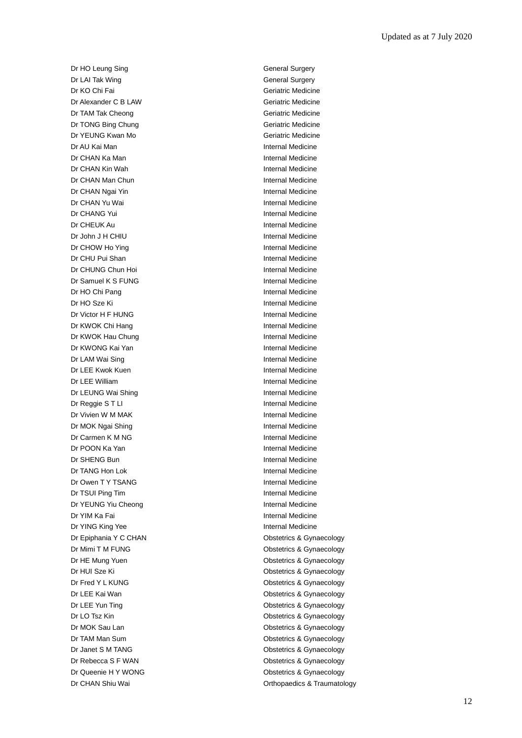| | |
|---|---|
| Dr HO Leung Sing | General Surgery |
| Dr LAI Tak Wing | General Surgery |
| Dr KO Chi Fai | Geriatric Medicine |
| Dr Alexander C B LAW | Geriatric Medicine |
| Dr TAM Tak Cheong | Geriatric Medicine |
| Dr TONG Bing Chung | Geriatric Medicine |
| Dr YEUNG Kwan Mo | Geriatric Medicine |
| Dr AU Kai Man | Internal Medicine |
| Dr CHAN Ka Man | Internal Medicine |
| Dr CHAN Kin Wah | Internal Medicine |
| Dr CHAN Man Chun | Internal Medicine |
| Dr CHAN Ngai Yin | Internal Medicine |
| Dr CHAN Yu Wai | Internal Medicine |
| Dr CHANG Yui | Internal Medicine |
| Dr CHEUK Au | Internal Medicine |
| Dr John J H CHIU | Internal Medicine |
| Dr CHOW Ho Ying | Internal Medicine |
| Dr CHU Pui Shan | Internal Medicine |
| Dr CHUNG Chun Hoi | Internal Medicine |
| Dr Samuel K S FUNG | Internal Medicine |
| Dr HO Chi Pang | Internal Medicine |
| Dr HO Sze Ki | Internal Medicine |
| Dr Victor H F HUNG | Internal Medicine |
| Dr KWOK Chi Hang | Internal Medicine |
| Dr KWOK Hau Chung | Internal Medicine |
| Dr KWONG Kai Yan | Internal Medicine |
| Dr LAM Wai Sing | Internal Medicine |
| Dr LEE Kwok Kuen | Internal Medicine |
| Dr LEE William | Internal Medicine |
| Dr LEUNG Wai Shing | Internal Medicine |
| Dr Reggie S T LI | Internal Medicine |
| Dr Vivien W M MAK | Internal Medicine |
| Dr MOK Ngai Shing | Internal Medicine |
| Dr Carmen K M NG | Internal Medicine |
| Dr POON Ka Yan | Internal Medicine |
| Dr SHENG Bun | Internal Medicine |
| Dr TANG Hon Lok | Internal Medicine |
| Dr Owen T Y TSANG | Internal Medicine |
| Dr TSUI Ping Tim | Internal Medicine |
| Dr YEUNG Yiu Cheong | Internal Medicine |
| Dr YIM Ka Fai | Internal Medicine |
| Dr YING King Yee | Internal Medicine |
| Dr Epiphania Y C CHAN | Obstetrics & Gynaecology |
| Dr Mimi T M FUNG | Obstetrics & Gynaecology |
| Dr HE Mung Yuen | Obstetrics & Gynaecology |
| Dr HUI Sze Ki | Obstetrics & Gynaecology |
| Dr Fred Y L KUNG | Obstetrics & Gynaecology |
| Dr LEE Kai Wan | Obstetrics & Gynaecology |
| Dr LEE Yun Ting | Obstetrics & Gynaecology |
| Dr LO Tsz Kin | Obstetrics & Gynaecology |
| Dr MOK Sau Lan | Obstetrics & Gynaecology |
| Dr TAM Man Sum | Obstetrics & Gynaecology |
| Dr Janet S M TANG | Obstetrics & Gynaecology |
| Dr Rebecca S F WAN | Obstetrics & Gynaecology |
| Dr Queenie H Y WONG | Obstetrics & Gynaecology |
| Dr CHAN Shiu Wai | Orthopaedics & Traumatology |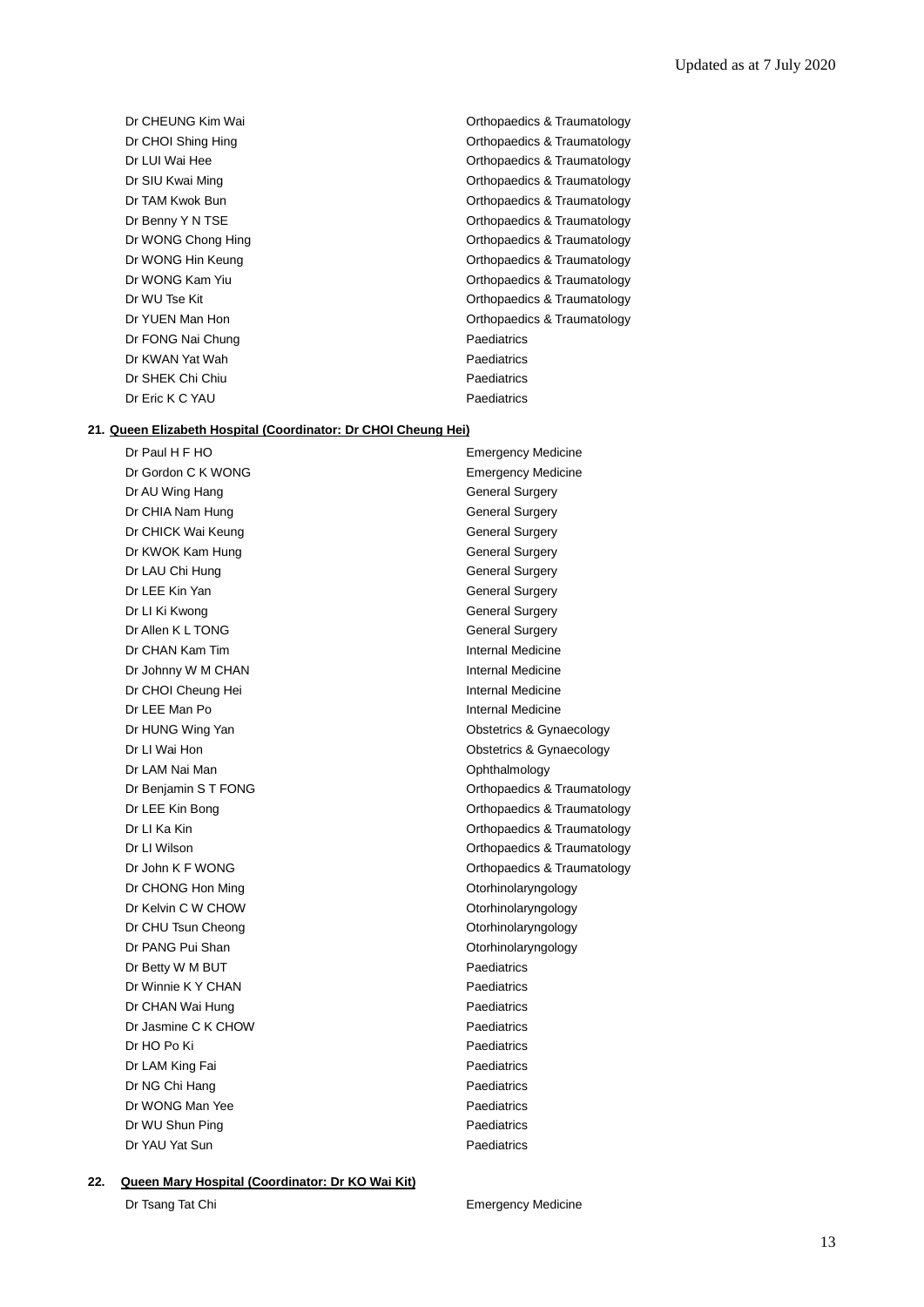| | |
|---|---|
| Dr CHEUNG Kim Wai | Orthopaedics & Traumatology |
| Dr CHOI Shing Hing | Orthopaedics & Traumatology |
| Dr LUI Wai Hee | Orthopaedics & Traumatology |
| Dr SIU Kwai Ming | Orthopaedics & Traumatology |
| Dr TAM Kwok Bun | Orthopaedics & Traumatology |
| Dr Benny Y N TSE | Orthopaedics & Traumatology |
| Dr WONG Chong Hing | Orthopaedics & Traumatology |
| Dr WONG Hin Keung | Orthopaedics & Traumatology |
| Dr WONG Kam Yiu | Orthopaedics & Traumatology |
| Dr WU Tse Kit | Orthopaedics & Traumatology |
| Dr YUEN Man Hon | Orthopaedics & Traumatology |
| Dr FONG Nai Chung | Paediatrics |
| Dr KWAN Yat Wah | Paediatrics |
| Dr SHEK Chi Chiu | Paediatrics |
| Dr Eric K C YAU | Paediatrics |

**21. Queen Elizabeth Hospital (Coordinator: Dr CHOI Cheung Hei)**

| | |
|---|---|
| Dr Paul H F HO | Emergency Medicine |
| Dr Gordon C K WONG | Emergency Medicine |
| Dr AU Wing Hang | General Surgery |
| Dr CHIA Nam Hung | General Surgery |
| Dr CHICK Wai Keung | General Surgery |
| Dr KWOK Kam Hung | General Surgery |
| Dr LAU Chi Hung | General Surgery |
| Dr LEE Kin Yan | General Surgery |
| Dr LI Ki Kwong | General Surgery |
| Dr Allen K L TONG | General Surgery |
| Dr CHAN Kam Tim | Internal Medicine |
| Dr Johnny W M CHAN | Internal Medicine |
| Dr CHOI Cheung Hei | Internal Medicine |
| Dr LEE Man Po | Internal Medicine |
| Dr HUNG Wing Yan | Obstetrics & Gynaecology |
| Dr LI Wai Hon | Obstetrics & Gynaecology |
| Dr LAM Nai Man | Ophthalmology |
| Dr Benjamin S T FONG | Orthopaedics & Traumatology |
| Dr LEE Kin Bong | Orthopaedics & Traumatology |
| Dr LI Ka Kin | Orthopaedics & Traumatology |
| Dr LI Wilson | Orthopaedics & Traumatology |
| Dr John K F WONG | Orthopaedics & Traumatology |
| Dr CHONG Hon Ming | Otorhinolaryngology |
| Dr Kelvin C W CHOW | Otorhinolaryngology |
| Dr CHU Tsun Cheong | Otorhinolaryngology |
| Dr PANG Pui Shan | Otorhinolaryngology |
| Dr Betty W M BUT | Paediatrics |
| Dr Winnie K Y CHAN | Paediatrics |
| Dr CHAN Wai Hung | Paediatrics |
| Dr Jasmine C K CHOW | Paediatrics |
| Dr HO Po Ki | Paediatrics |
| Dr LAM King Fai | Paediatrics |
| Dr NG Chi Hang | Paediatrics |
| Dr WONG Man Yee | Paediatrics |
| Dr WU Shun Ping | Paediatrics |
| Dr YAU Yat Sun | Paediatrics |

**22. Queen Mary Hospital (Coordinator: Dr KO Wai Kit)**

| | |
|---|---|
| Dr Tsang Tat Chi | Emergency Medicine |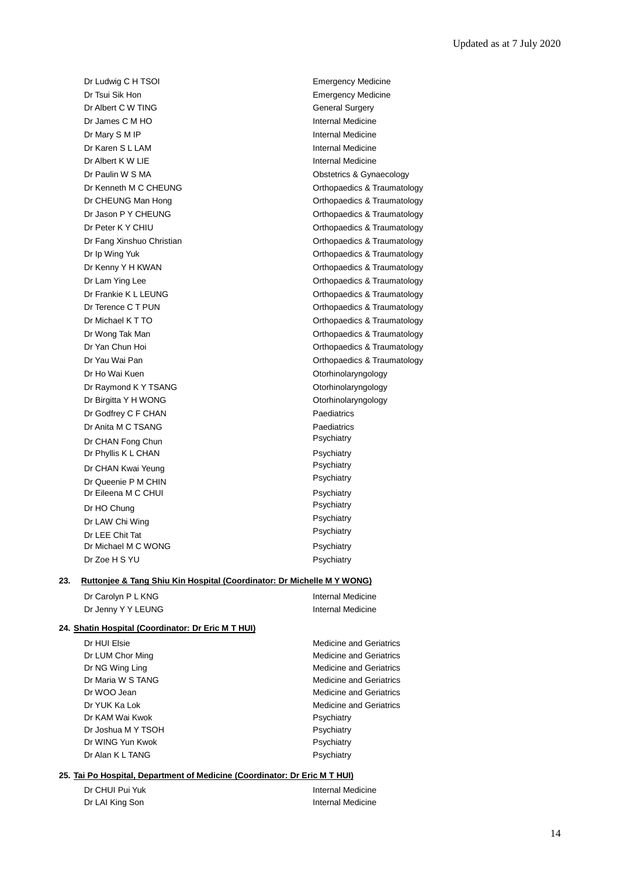| | |
|---|---|
| Dr Ludwig C H TSOI | Emergency Medicine |
| Dr Tsui Sik Hon | Emergency Medicine |
| Dr Albert C W TING | General Surgery |
| Dr James C M HO | Internal Medicine |
| Dr Mary S M IP | Internal Medicine |
| Dr Karen S L LAM | Internal Medicine |
| Dr Albert K W LIE | Internal Medicine |
| Dr Paulin W S MA | Obstetrics & Gynaecology |
| Dr Kenneth M C CHEUNG | Orthopaedics & Traumatology |
| Dr CHEUNG Man Hong | Orthopaedics & Traumatology |
| Dr Jason P Y CHEUNG | Orthopaedics & Traumatology |
| Dr Peter K Y CHIU | Orthopaedics & Traumatology |
| Dr Fang Xinshuo Christian | Orthopaedics & Traumatology |
| Dr Ip Wing Yuk | Orthopaedics & Traumatology |
| Dr Kenny Y H KWAN | Orthopaedics & Traumatology |
| Dr Lam Ying Lee | Orthopaedics & Traumatology |
| Dr Frankie K L LEUNG | Orthopaedics & Traumatology |
| Dr Terence C T PUN | Orthopaedics & Traumatology |
| Dr Michael K T TO | Orthopaedics & Traumatology |
| Dr Wong Tak Man | Orthopaedics & Traumatology |
| Dr Yan Chun Hoi | Orthopaedics & Traumatology |
| Dr Yau Wai Pan | Orthopaedics & Traumatology |
| Dr Ho Wai Kuen | Otorhinolaryngology |
| Dr Raymond K Y TSANG | Otorhinolaryngology |
| Dr Birgitta Y H WONG | Otorhinolaryngology |
| Dr Godfrey C F CHAN | Paediatrics |
| Dr Anita M C TSANG | Paediatrics |
| Dr CHAN Fong Chun | Psychiatry |
| Dr Phyllis K L CHAN | Psychiatry |
| Dr CHAN Kwai Yeung | Psychiatry |
| Dr Queenie P M CHIN | Psychiatry |
| Dr Eileena M C CHUI | Psychiatry |
| Dr HO Chung | Psychiatry |
| Dr LAW Chi Wing | Psychiatry |
| Dr LEE Chit Tat | Psychiatry |
| Dr Michael M C WONG | Psychiatry |
| Dr Zoe H S YU | Psychiatry |

**23. Ruttonjee & Tang Shiu Kin Hospital (Coordinator: Dr Michelle M Y WONG)**

| | |
|---|---|
| Dr Carolyn P L KNG | Internal Medicine |
| Dr Jenny Y Y LEUNG | Internal Medicine |

**24. Shatin Hospital (Coordinator: Dr Eric M T HUI)**

| | |
|---|---|
| Dr HUI Elsie | Medicine and Geriatrics |
| Dr LUM Chor Ming | Medicine and Geriatrics |
| Dr NG Wing Ling | Medicine and Geriatrics |
| Dr Maria W S TANG | Medicine and Geriatrics |
| Dr WOO Jean | Medicine and Geriatrics |
| Dr YUK Ka Lok | Medicine and Geriatrics |
| Dr KAM Wai Kwok | Psychiatry |
| Dr Joshua M Y TSOH | Psychiatry |
| Dr WING Yun Kwok | Psychiatry |
| Dr Alan K L TANG | Psychiatry |

**25. Tai Po Hospital, Department of Medicine (Coordinator: Dr Eric M T HUI)**

| | |
|---|---|
| Dr CHUI Pui Yuk | Internal Medicine |
| Dr LAI King Son | Internal Medicine |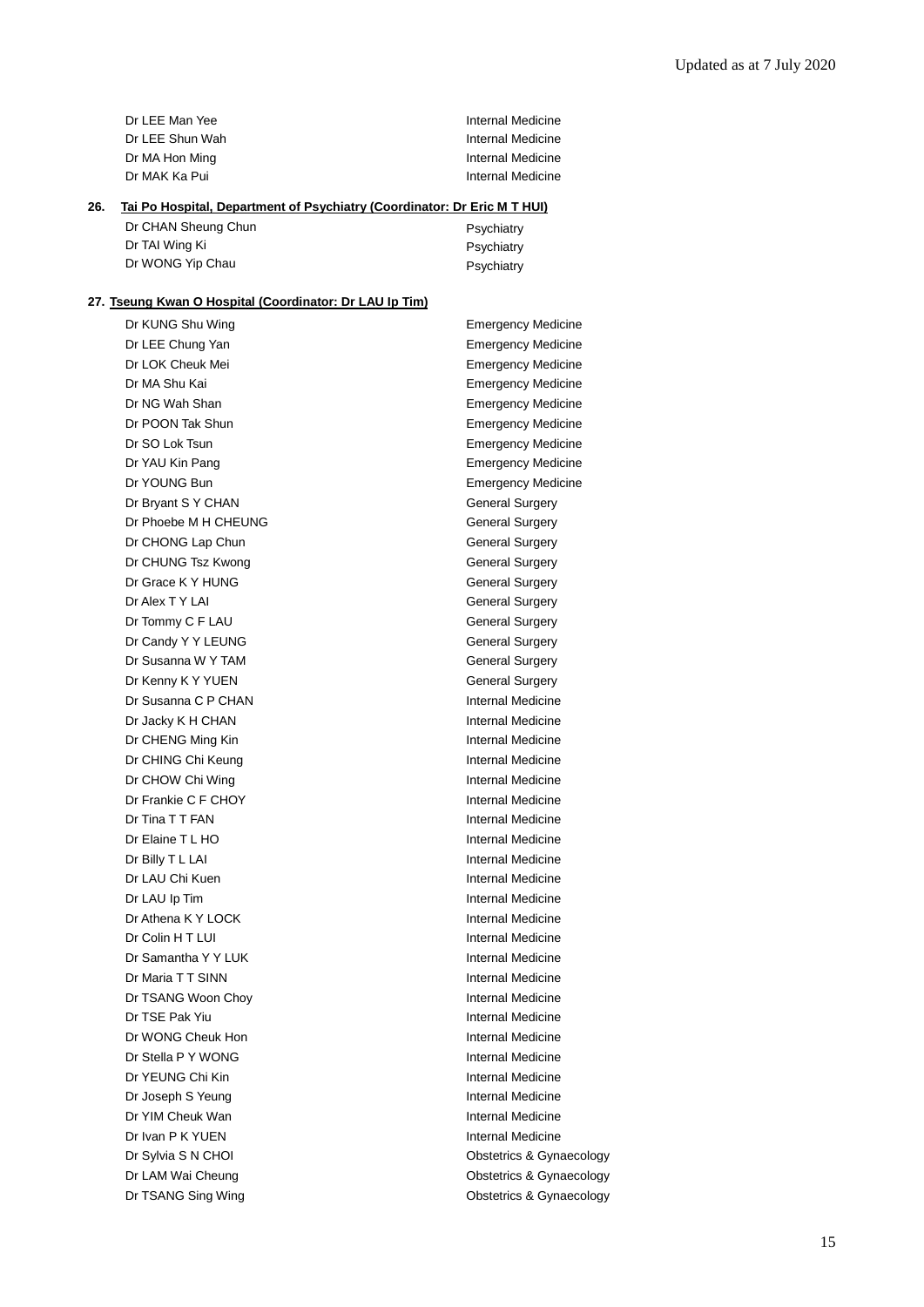| | |
|---|---|
| Dr LEE Man Yee | Internal Medicine |
| Dr LEE Shun Wah | Internal Medicine |
| Dr MA Hon Ming | Internal Medicine |
| Dr MAK Ka Pui | Internal Medicine |

**26. Tai Po Hospital, Department of Psychiatry (Coordinator: Dr Eric M T HUI)**

| | |
|---|---|
| Dr CHAN Sheung Chun | Psychiatry |
| Dr TAI Wing Ki | Psychiatry |
| Dr WONG Yip Chau | Psychiatry |

**27. Tseung Kwan O Hospital (Coordinator: Dr LAU Ip Tim)**

| | |
|---|---|
| Dr KUNG Shu Wing | Emergency Medicine |
| Dr LEE Chung Yan | Emergency Medicine |
| Dr LOK Cheuk Mei | Emergency Medicine |
| Dr MA Shu Kai | Emergency Medicine |
| Dr NG Wah Shan | Emergency Medicine |
| Dr POON Tak Shun | Emergency Medicine |
| Dr SO Lok Tsun | Emergency Medicine |
| Dr YAU Kin Pang | Emergency Medicine |
| Dr YOUNG Bun | Emergency Medicine |
| Dr Bryant S Y CHAN | General Surgery |
| Dr Phoebe M H CHEUNG | General Surgery |
| Dr CHONG Lap Chun | General Surgery |
| Dr CHUNG Tsz Kwong | General Surgery |
| Dr Grace K Y HUNG | General Surgery |
| Dr Alex T Y LAI | General Surgery |
| Dr Tommy C F LAU | General Surgery |
| Dr Candy Y Y LEUNG | General Surgery |
| Dr Susanna W Y TAM | General Surgery |
| Dr Kenny K Y YUEN | General Surgery |
| Dr Susanna C P CHAN | Internal Medicine |
| Dr Jacky K H CHAN | Internal Medicine |
| Dr CHENG Ming Kin | Internal Medicine |
| Dr CHING Chi Keung | Internal Medicine |
| Dr CHOW Chi Wing | Internal Medicine |
| Dr Frankie C F CHOY | Internal Medicine |
| Dr Tina T T FAN | Internal Medicine |
| Dr Elaine T L HO | Internal Medicine |
| Dr Billy T L LAI | Internal Medicine |
| Dr LAU Chi Kuen | Internal Medicine |
| Dr LAU Ip Tim | Internal Medicine |
| Dr Athena K Y LOCK | Internal Medicine |
| Dr Colin H T LUI | Internal Medicine |
| Dr Samantha Y Y LUK | Internal Medicine |
| Dr Maria T T SINN | Internal Medicine |
| Dr TSANG Woon Choy | Internal Medicine |
| Dr TSE Pak Yiu | Internal Medicine |
| Dr WONG Cheuk Hon | Internal Medicine |
| Dr Stella P Y WONG | Internal Medicine |
| Dr YEUNG Chi Kin | Internal Medicine |
| Dr Joseph S Yeung | Internal Medicine |
| Dr YIM Cheuk Wan | Internal Medicine |
| Dr Ivan P K YUEN | Internal Medicine |
| Dr Sylvia S N CHOI | Obstetrics & Gynaecology |
| Dr LAM Wai Cheung | Obstetrics & Gynaecology |
| Dr TSANG Sing Wing | Obstetrics & Gynaecology |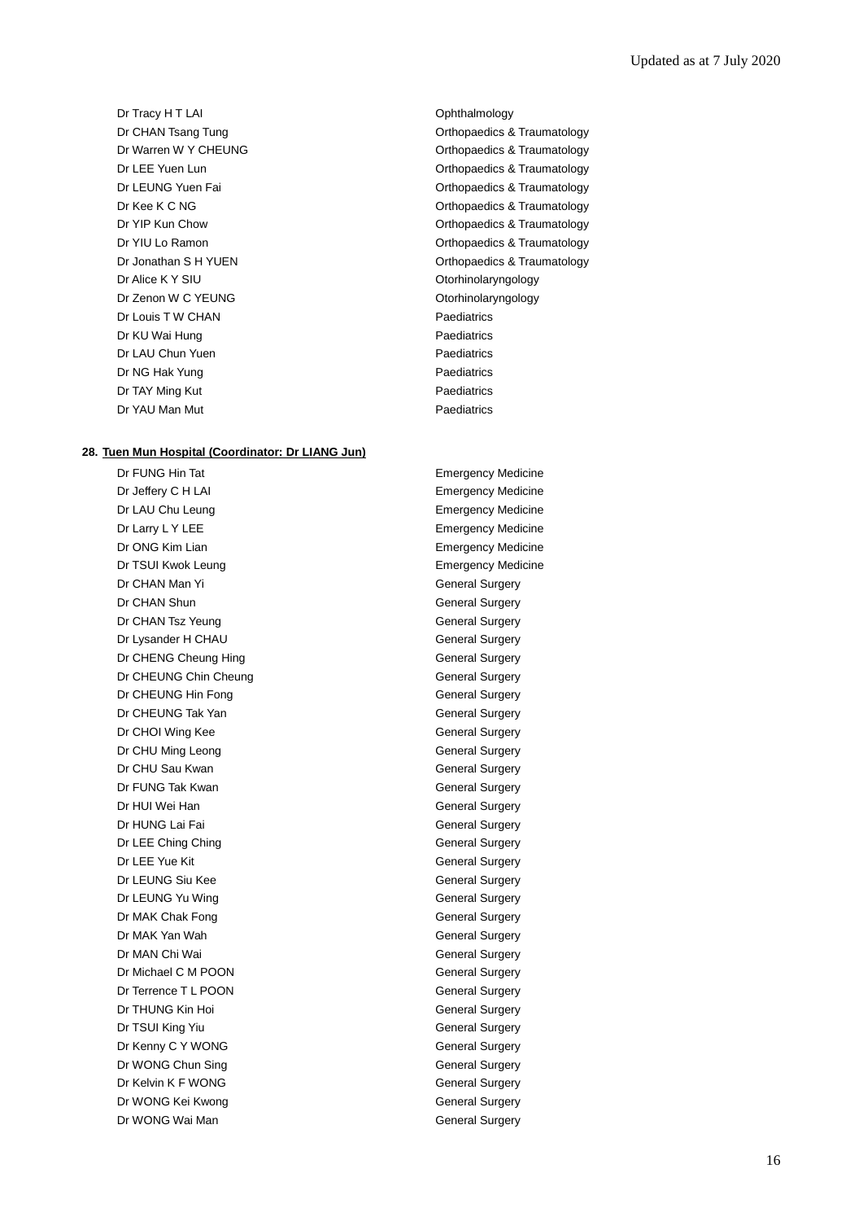| | |
|---|---|
| Dr Tracy H T LAI | Ophthalmology |
| Dr CHAN Tsang Tung | Orthopaedics & Traumatology |
| Dr Warren W Y CHEUNG | Orthopaedics & Traumatology |
| Dr LEE Yuen Lun | Orthopaedics & Traumatology |
| Dr LEUNG Yuen Fai | Orthopaedics & Traumatology |
| Dr Kee K C NG | Orthopaedics & Traumatology |
| Dr YIP Kun Chow | Orthopaedics & Traumatology |
| Dr YIU Lo Ramon | Orthopaedics & Traumatology |
| Dr Jonathan S H YUEN | Orthopaedics & Traumatology |
| Dr Alice K Y SIU | Otorhinolaryngology |
| Dr Zenon W C YEUNG | Otorhinolaryngology |
| Dr Louis T W CHAN | Paediatrics |
| Dr KU Wai Hung | Paediatrics |
| Dr LAU Chun Yuen | Paediatrics |
| Dr NG Hak Yung | Paediatrics |
| Dr TAY Ming Kut | Paediatrics |
| Dr YAU Man Mut | Paediatrics |

**28. Tuen Mun Hospital (Coordinator: Dr LIANG Jun)**

| | |
|---|---|
| Dr FUNG Hin Tat | Emergency Medicine |
| Dr Jeffery C H LAI | Emergency Medicine |
| Dr LAU Chu Leung | Emergency Medicine |
| Dr Larry L Y LEE | Emergency Medicine |
| Dr ONG Kim Lian | Emergency Medicine |
| Dr TSUI Kwok Leung | Emergency Medicine |
| Dr CHAN Man Yi | General Surgery |
| Dr CHAN Shun | General Surgery |
| Dr CHAN Tsz Yeung | General Surgery |
| Dr Lysander H CHAU | General Surgery |
| Dr CHENG Cheung Hing | General Surgery |
| Dr CHEUNG Chin Cheung | General Surgery |
| Dr CHEUNG Hin Fong | General Surgery |
| Dr CHEUNG Tak Yan | General Surgery |
| Dr CHOI Wing Kee | General Surgery |
| Dr CHU Ming Leong | General Surgery |
| Dr CHU Sau Kwan | General Surgery |
| Dr FUNG Tak Kwan | General Surgery |
| Dr HUI Wei Han | General Surgery |
| Dr HUNG Lai Fai | General Surgery |
| Dr LEE Ching Ching | General Surgery |
| Dr LEE Yue Kit | General Surgery |
| Dr LEUNG Siu Kee | General Surgery |
| Dr LEUNG Yu Wing | General Surgery |
| Dr MAK Chak Fong | General Surgery |
| Dr MAK Yan Wah | General Surgery |
| Dr MAN Chi Wai | General Surgery |
| Dr Michael C M POON | General Surgery |
| Dr Terrence T L POON | General Surgery |
| Dr THUNG Kin Hoi | General Surgery |
| Dr TSUI King Yiu | General Surgery |
| Dr Kenny C Y WONG | General Surgery |
| Dr WONG Chun Sing | General Surgery |
| Dr Kelvin K F WONG | General Surgery |
| Dr WONG Kei Kwong | General Surgery |
| Dr WONG Wai Man | General Surgery |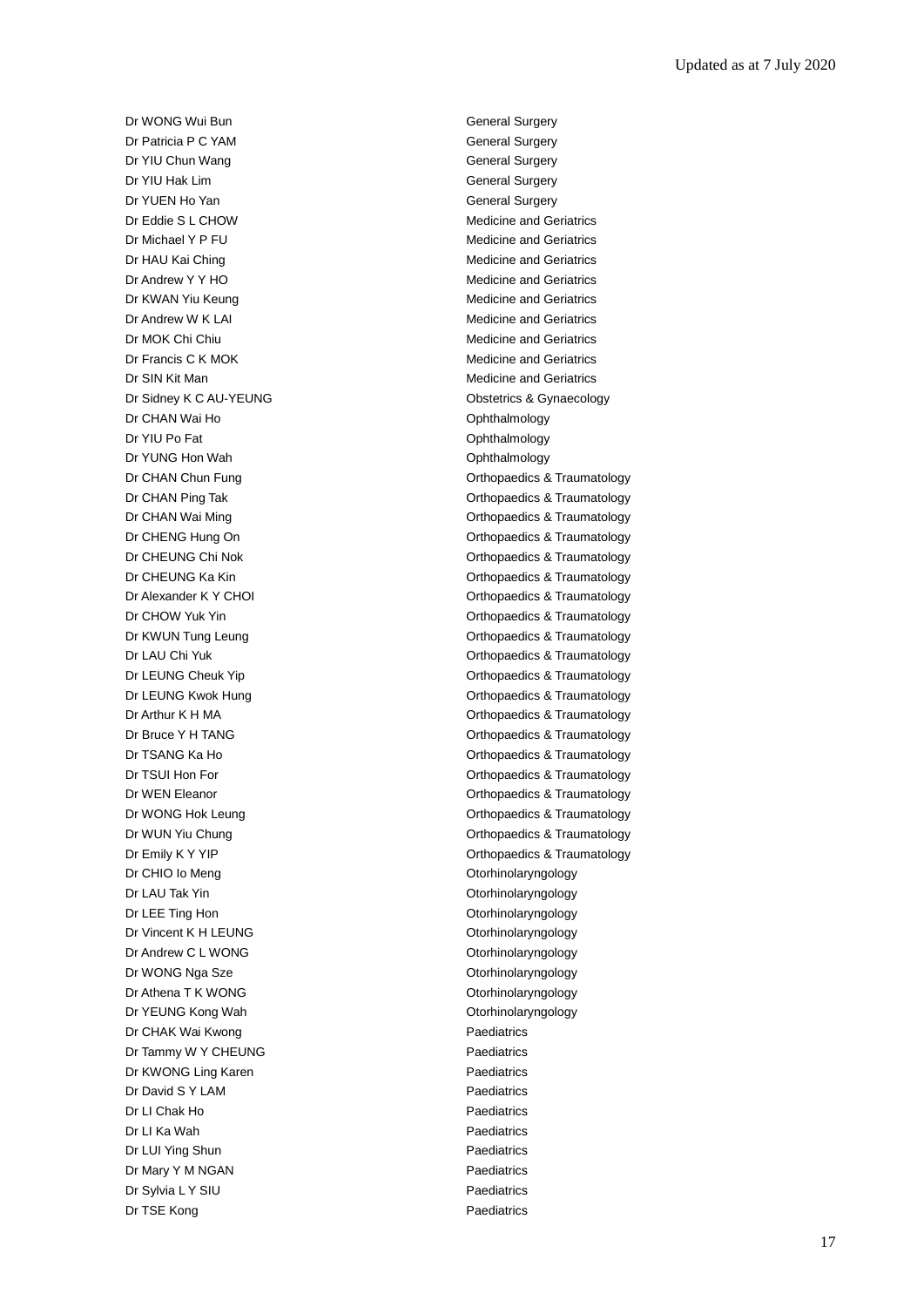Updated as at 7 July 2020

| | |
|---|---|
| Dr WONG Wui Bun | General Surgery |
| Dr Patricia P C YAM | General Surgery |
| Dr YIU Chun Wang | General Surgery |
| Dr YIU Hak Lim | General Surgery |
| Dr YUEN Ho Yan | General Surgery |
| Dr Eddie S L CHOW | Medicine and Geriatrics |
| Dr Michael Y P FU | Medicine and Geriatrics |
| Dr HAU Kai Ching | Medicine and Geriatrics |
| Dr Andrew Y Y HO | Medicine and Geriatrics |
| Dr KWAN Yiu Keung | Medicine and Geriatrics |
| Dr Andrew W K LAI | Medicine and Geriatrics |
| Dr MOK Chi Chiu | Medicine and Geriatrics |
| Dr Francis C K MOK | Medicine and Geriatrics |
| Dr SIN Kit Man | Medicine and Geriatrics |
| Dr Sidney K C AU-YEUNG | Obstetrics & Gynaecology |
| Dr CHAN Wai Ho | Ophthalmology |
| Dr YIU Po Fat | Ophthalmology |
| Dr YUNG Hon Wah | Ophthalmology |
| Dr CHAN Chun Fung | Orthopaedics & Traumatology |
| Dr CHAN Ping Tak | Orthopaedics & Traumatology |
| Dr CHAN Wai Ming | Orthopaedics & Traumatology |
| Dr CHENG Hung On | Orthopaedics & Traumatology |
| Dr CHEUNG Chi Nok | Orthopaedics & Traumatology |
| Dr CHEUNG Ka Kin | Orthopaedics & Traumatology |
| Dr Alexander K Y CHOI | Orthopaedics & Traumatology |
| Dr CHOW Yuk Yin | Orthopaedics & Traumatology |
| Dr KWUN Tung Leung | Orthopaedics & Traumatology |
| Dr LAU Chi Yuk | Orthopaedics & Traumatology |
| Dr LEUNG Cheuk Yip | Orthopaedics & Traumatology |
| Dr LEUNG Kwok Hung | Orthopaedics & Traumatology |
| Dr Arthur K H MA | Orthopaedics & Traumatology |
| Dr Bruce Y H TANG | Orthopaedics & Traumatology |
| Dr TSANG Ka Ho | Orthopaedics & Traumatology |
| Dr TSUI Hon For | Orthopaedics & Traumatology |
| Dr WEN Eleanor | Orthopaedics & Traumatology |
| Dr WONG Hok Leung | Orthopaedics & Traumatology |
| Dr WUN Yiu Chung | Orthopaedics & Traumatology |
| Dr Emily K Y YIP | Orthopaedics & Traumatology |
| Dr CHIO Io Meng | Otorhinolaryngology |
| Dr LAU Tak Yin | Otorhinolaryngology |
| Dr LEE Ting Hon | Otorhinolaryngology |
| Dr Vincent K H LEUNG | Otorhinolaryngology |
| Dr Andrew C L WONG | Otorhinolaryngology |
| Dr WONG Nga Sze | Otorhinolaryngology |
| Dr Athena T K WONG | Otorhinolaryngology |
| Dr YEUNG Kong Wah | Otorhinolaryngology |
| Dr CHAK Wai Kwong | Paediatrics |
| Dr Tammy W Y CHEUNG | Paediatrics |
| Dr KWONG Ling Karen | Paediatrics |
| Dr David S Y LAM | Paediatrics |
| Dr LI Chak Ho | Paediatrics |
| Dr LI Ka Wah | Paediatrics |
| Dr LUI Ying Shun | Paediatrics |
| Dr Mary Y M NGAN | Paediatrics |
| Dr Sylvia L Y SIU | Paediatrics |
| Dr TSE Kong | Paediatrics |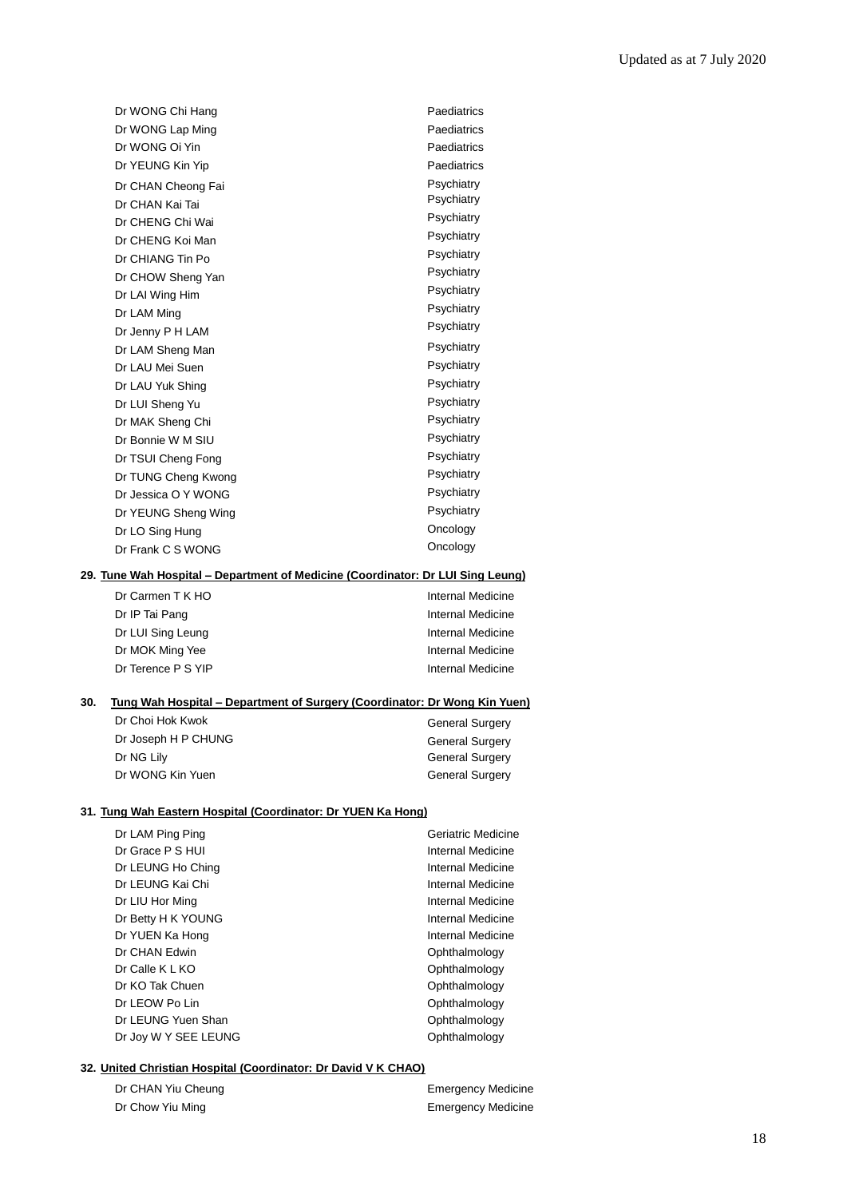| | |
|---|---|
| Dr WONG Chi Hang | Paediatrics |
| Dr WONG Lap Ming | Paediatrics |
| Dr WONG Oi Yin | Paediatrics |
| Dr YEUNG Kin Yip | Paediatrics |
| Dr CHAN Cheong Fai | Psychiatry |
| Dr CHAN Kai Tai | Psychiatry |
| Dr CHENG Chi Wai | Psychiatry |
| Dr CHENG Koi Man | Psychiatry |
| Dr CHIANG Tin Po | Psychiatry |
| Dr CHOW Sheng Yan | Psychiatry |
| Dr LAI Wing Him | Psychiatry |
| Dr LAM Ming | Psychiatry |
| Dr Jenny P H LAM | Psychiatry |
| Dr LAM Sheng Man | Psychiatry |
| Dr LAU Mei Suen | Psychiatry |
| Dr LAU Yuk Shing | Psychiatry |
| Dr LUI Sheng Yu | Psychiatry |
| Dr MAK Sheng Chi | Psychiatry |
| Dr Bonnie W M SIU | Psychiatry |
| Dr TSUI Cheng Fong | Psychiatry |
| Dr TUNG Cheng Kwong | Psychiatry |
| Dr Jessica O Y WONG | Psychiatry |
| Dr YEUNG Sheng Wing | Psychiatry |
| Dr LO Sing Hung | Oncology |
| Dr Frank C S WONG | Oncology |

**29. Tune Wah Hospital – Department of Medicine (Coordinator: Dr LUI Sing Leung)**

| | |
|---|---|
| Dr Carmen T K HO | Internal Medicine |
| Dr IP Tai Pang | Internal Medicine |
| Dr LUI Sing Leung | Internal Medicine |
| Dr MOK Ming Yee | Internal Medicine |
| Dr Terence P S YIP | Internal Medicine |

**30. Tung Wah Hospital – Department of Surgery (Coordinator: Dr Wong Kin Yuen)**

| | |
|---|---|
| Dr Choi Hok Kwok | General Surgery |
| Dr Joseph H P CHUNG | General Surgery |
| Dr NG Lily | General Surgery |
| Dr WONG Kin Yuen | General Surgery |

**31. Tung Wah Eastern Hospital (Coordinator: Dr YUEN Ka Hong)**

| | |
|---|---|
| Dr LAM Ping Ping | Geriatric Medicine |
| Dr Grace P S HUI | Internal Medicine |
| Dr LEUNG Ho Ching | Internal Medicine |
| Dr LEUNG Kai Chi | Internal Medicine |
| Dr LIU Hor Ming | Internal Medicine |
| Dr Betty H K YOUNG | Internal Medicine |
| Dr YUEN Ka Hong | Internal Medicine |
| Dr CHAN Edwin | Ophthalmology |
| Dr Calle K L KO | Ophthalmology |
| Dr KO Tak Chuen | Ophthalmology |
| Dr LEOW Po Lin | Ophthalmology |
| Dr LEUNG Yuen Shan | Ophthalmology |
| Dr Joy W Y SEE LEUNG | Ophthalmology |

**32. United Christian Hospital (Coordinator: Dr David V K CHAO)**

| | |
|---|---|
| Dr CHAN Yiu Cheung | Emergency Medicine |
| Dr Chow Yiu Ming | Emergency Medicine |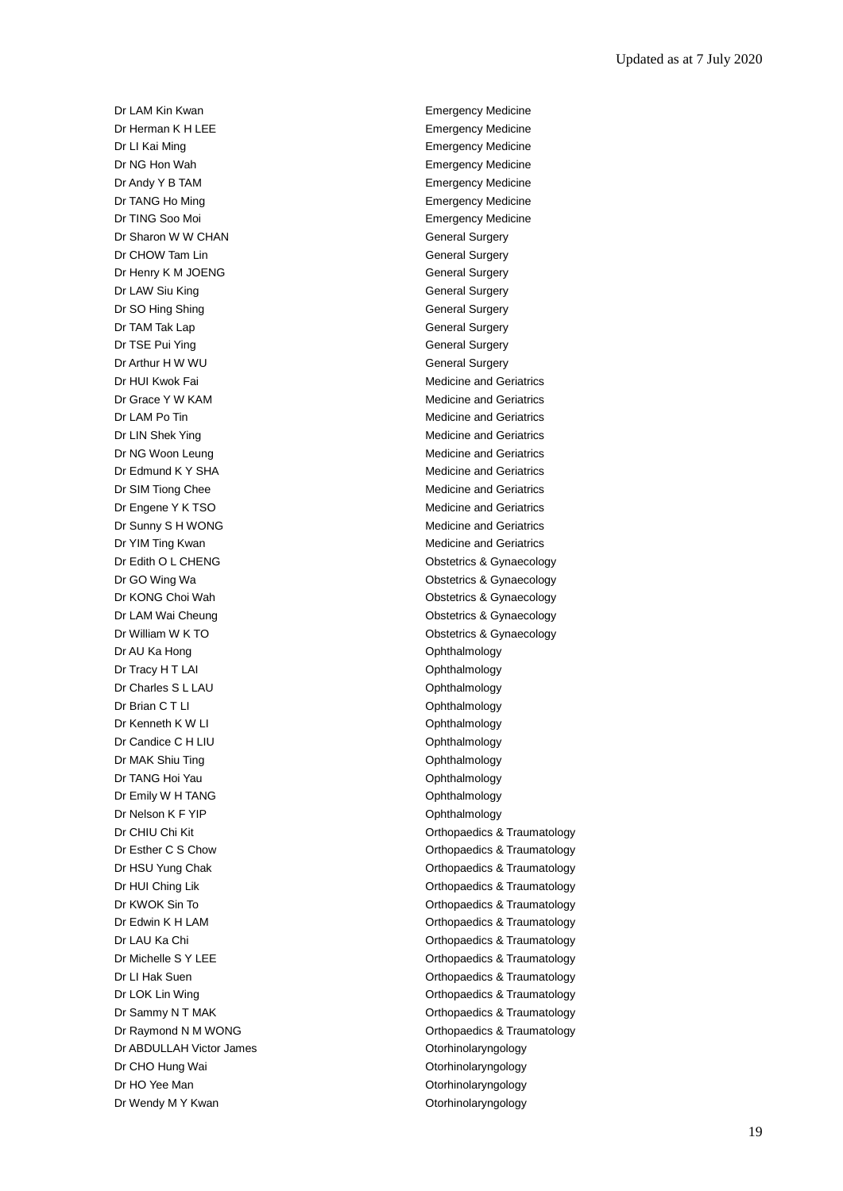| | |
|---|---|
| Dr LAM Kin Kwan | Emergency Medicine |
| Dr Herman K H LEE | Emergency Medicine |
| Dr LI Kai Ming | Emergency Medicine |
| Dr NG Hon Wah | Emergency Medicine |
| Dr Andy Y B TAM | Emergency Medicine |
| Dr TANG Ho Ming | Emergency Medicine |
| Dr TING Soo Moi | Emergency Medicine |
| Dr Sharon W W CHAN | General Surgery |
| Dr CHOW Tam Lin | General Surgery |
| Dr Henry K M JOENG | General Surgery |
| Dr LAW Siu King | General Surgery |
| Dr SO Hing Shing | General Surgery |
| Dr TAM Tak Lap | General Surgery |
| Dr TSE Pui Ying | General Surgery |
| Dr Arthur H W WU | General Surgery |
| Dr HUI Kwok Fai | Medicine and Geriatrics |
| Dr Grace Y W KAM | Medicine and Geriatrics |
| Dr LAM Po Tin | Medicine and Geriatrics |
| Dr LIN Shek Ying | Medicine and Geriatrics |
| Dr NG Woon Leung | Medicine and Geriatrics |
| Dr Edmund K Y SHA | Medicine and Geriatrics |
| Dr SIM Tiong Chee | Medicine and Geriatrics |
| Dr Engene Y K TSO | Medicine and Geriatrics |
| Dr Sunny S H WONG | Medicine and Geriatrics |
| Dr YIM Ting Kwan | Medicine and Geriatrics |
| Dr Edith O L CHENG | Obstetrics & Gynaecology |
| Dr GO Wing Wa | Obstetrics & Gynaecology |
| Dr KONG Choi Wah | Obstetrics & Gynaecology |
| Dr LAM Wai Cheung | Obstetrics & Gynaecology |
| Dr William W K TO | Obstetrics & Gynaecology |
| Dr AU Ka Hong | Ophthalmology |
| Dr Tracy H T LAI | Ophthalmology |
| Dr Charles S L LAU | Ophthalmology |
| Dr Brian C T LI | Ophthalmology |
| Dr Kenneth K W LI | Ophthalmology |
| Dr Candice C H LIU | Ophthalmology |
| Dr MAK Shiu Ting | Ophthalmology |
| Dr TANG Hoi Yau | Ophthalmology |
| Dr Emily W H TANG | Ophthalmology |
| Dr Nelson K F YIP | Ophthalmology |
| Dr CHIU Chi Kit | Orthopaedics & Traumatology |
| Dr Esther C S Chow | Orthopaedics & Traumatology |
| Dr HSU Yung Chak | Orthopaedics & Traumatology |
| Dr HUI Ching Lik | Orthopaedics & Traumatology |
| Dr KWOK Sin To | Orthopaedics & Traumatology |
| Dr Edwin K H LAM | Orthopaedics & Traumatology |
| Dr LAU Ka Chi | Orthopaedics & Traumatology |
| Dr Michelle S Y LEE | Orthopaedics & Traumatology |
| Dr LI Hak Suen | Orthopaedics & Traumatology |
| Dr LOK Lin Wing | Orthopaedics & Traumatology |
| Dr Sammy N T MAK | Orthopaedics & Traumatology |
| Dr Raymond N M WONG | Orthopaedics & Traumatology |
| Dr ABDULLAH Victor James | Otorhinolaryngology |
| Dr CHO Hung Wai | Otorhinolaryngology |
| Dr HO Yee Man | Otorhinolaryngology |
| Dr Wendy M Y Kwan | Otorhinolaryngology |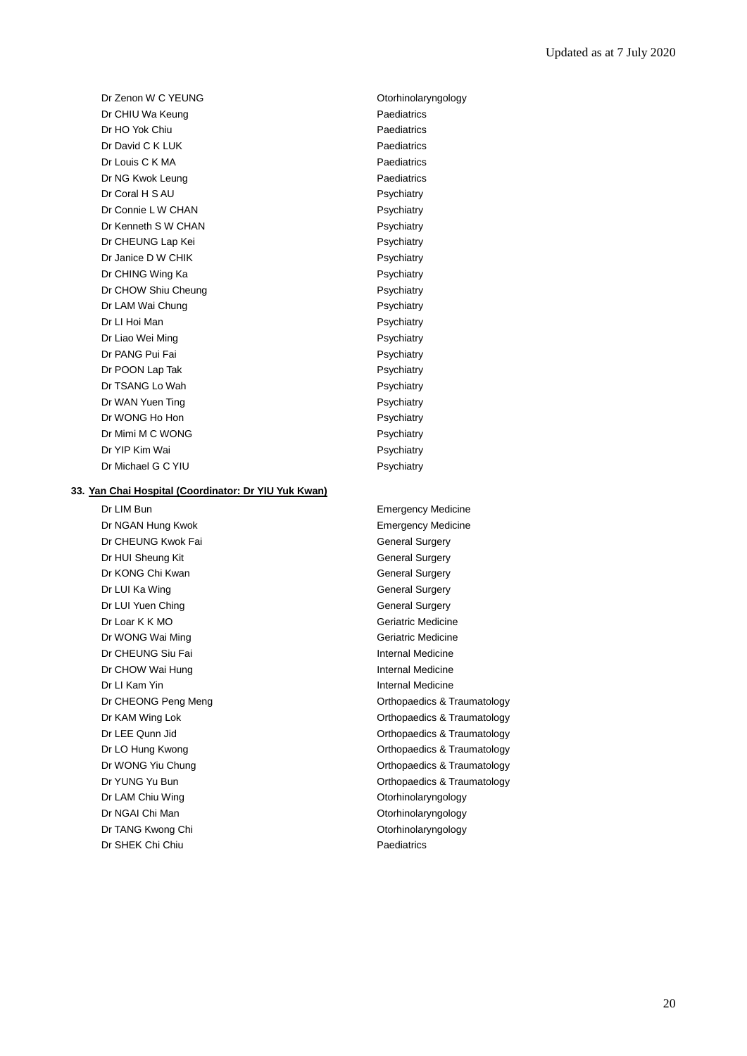| | |
|---|---|
| Dr Zenon W C YEUNG | Otorhinolaryngology |
| Dr CHIU Wa Keung | Paediatrics |
| Dr HO Yok Chiu | Paediatrics |
| Dr David C K LUK | Paediatrics |
| Dr Louis C K MA | Paediatrics |
| Dr NG Kwok Leung | Paediatrics |
| Dr Coral H S AU | Psychiatry |
| Dr Connie L W CHAN | Psychiatry |
| Dr Kenneth S W CHAN | Psychiatry |
| Dr CHEUNG Lap Kei | Psychiatry |
| Dr Janice D W CHIK | Psychiatry |
| Dr CHING Wing Ka | Psychiatry |
| Dr CHOW Shiu Cheung | Psychiatry |
| Dr LAM Wai Chung | Psychiatry |
| Dr LI Hoi Man | Psychiatry |
| Dr Liao Wei Ming | Psychiatry |
| Dr PANG Pui Fai | Psychiatry |
| Dr POON Lap Tak | Psychiatry |
| Dr TSANG Lo Wah | Psychiatry |
| Dr WAN Yuen Ting | Psychiatry |
| Dr WONG Ho Hon | Psychiatry |
| Dr Mimi M C WONG | Psychiatry |
| Dr YIP Kim Wai | Psychiatry |
| Dr Michael G C YIU | Psychiatry |

**33. <u>Yan Chai Hospital (Coordinator: Dr YIU Yuk Kwan)</u>**

| | |
|---|---|
| Dr LIM Bun | Emergency Medicine |
| Dr NGAN Hung Kwok | Emergency Medicine |
| Dr CHEUNG Kwok Fai | General Surgery |
| Dr HUI Sheung Kit | General Surgery |
| Dr KONG Chi Kwan | General Surgery |
| Dr LUI Ka Wing | General Surgery |
| Dr LUI Yuen Ching | General Surgery |
| Dr Loar K K MO | Geriatric Medicine |
| Dr WONG Wai Ming | Geriatric Medicine |
| Dr CHEUNG Siu Fai | Internal Medicine |
| Dr CHOW Wai Hung | Internal Medicine |
| Dr LI Kam Yin | Internal Medicine |
| Dr CHEONG Peng Meng | Orthopaedics & Traumatology |
| Dr KAM Wing Lok | Orthopaedics & Traumatology |
| Dr LEE Qunn Jid | Orthopaedics & Traumatology |
| Dr LO Hung Kwong | Orthopaedics & Traumatology |
| Dr WONG Yiu Chung | Orthopaedics & Traumatology |
| Dr YUNG Yu Bun | Orthopaedics & Traumatology |
| Dr LAM Chiu Wing | Otorhinolaryngology |
| Dr NGAI Chi Man | Otorhinolaryngology |
| Dr TANG Kwong Chi | Otorhinolaryngology |
| Dr SHEK Chi Chiu | Paediatrics |